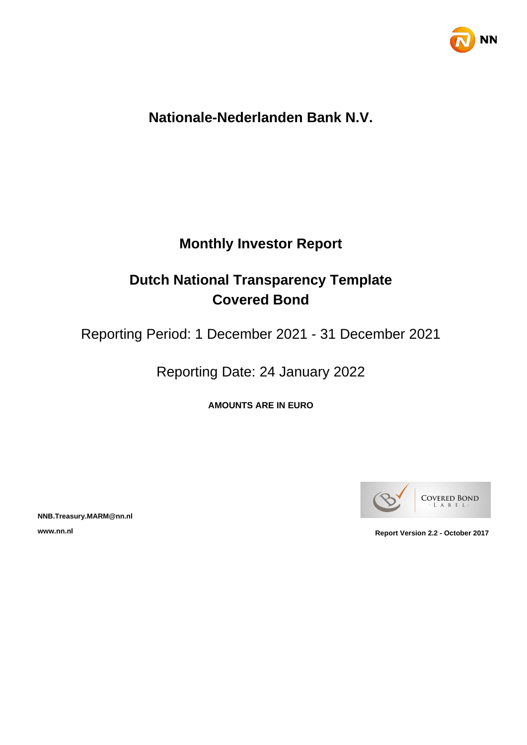# Nationale-Nederlanden Bank N.V.

## Monthly Investor Report

## Dutch National Transparency Template Covered Bond

Reporting Period: 1 December 2021 - 31 December 2021

Reporting Date: 24 January 2022

**AMOUNTS ARE IN EURO**

**NNB.Treasury.MARM@nn.nl**

**www.nn.nl**

**Report Version 2.2 - October 2017**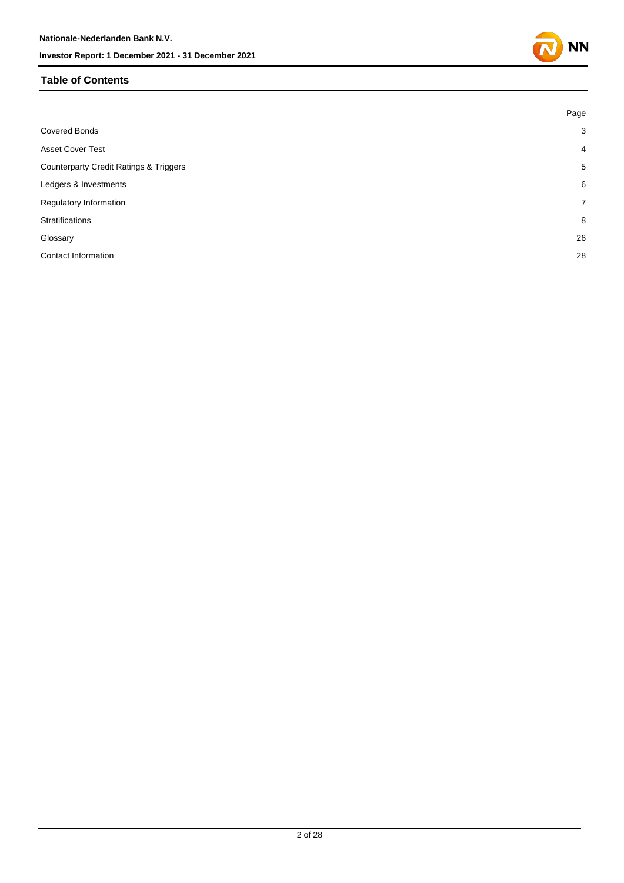## Table of Contents

| | Page |
|---|---|
| Covered Bonds | 3 |
| Asset Cover Test | 4 |
| Counterparty Credit Ratings & Triggers | 5 |
| Ledgers & Investments | 6 |
| Regulatory Information | 7 |
| Stratifications | 8 |
| Glossary | 26 |
| Contact Information | 28 |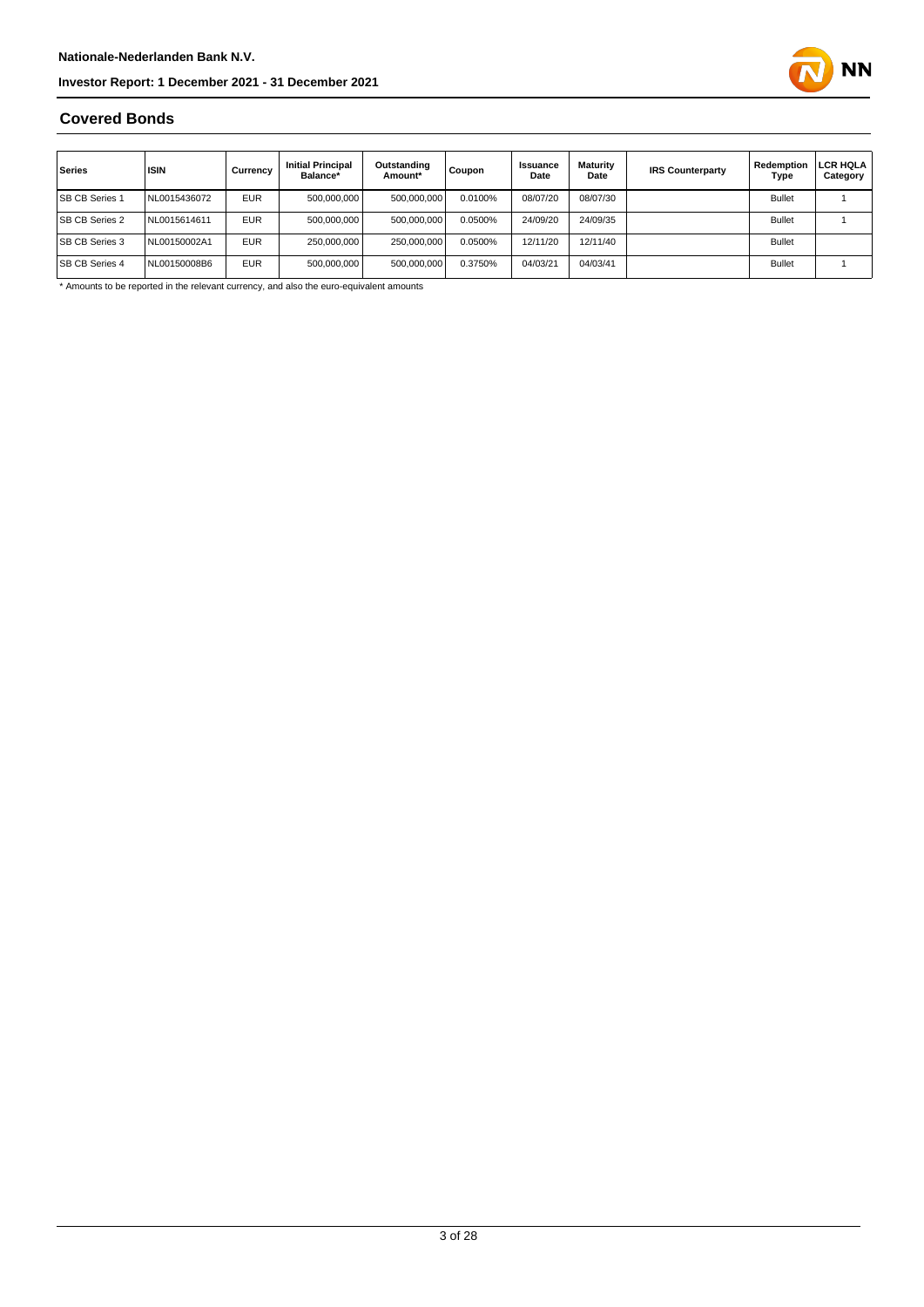## Covered Bonds

| Series | ISIN | Currency | Initial Principal Balance* | Outstanding Amount* | Coupon | Issuance Date | Maturity Date | IRS Counterparty | Redemption Type | LCR HQLA Category |
|---|---|---|---|---|---|---|---|---|---|---|
| SB CB Series 1 | NL0015436072 | EUR | 500,000,000 | 500,000,000 | 0.0100% | 08/07/20 | 08/07/30 | | Bullet | 1 |
| SB CB Series 2 | NL0015614611 | EUR | 500,000,000 | 500,000,000 | 0.0500% | 24/09/20 | 24/09/35 | | Bullet | 1 |
| SB CB Series 3 | NL00150002A1 | EUR | 250,000,000 | 250,000,000 | 0.0500% | 12/11/20 | 12/11/40 | | Bullet | |
| SB CB Series 4 | NL00150008B6 | EUR | 500,000,000 | 500,000,000 | 0.3750% | 04/03/21 | 04/03/41 | | Bullet | 1 |

* Amounts to be reported in the relevant currency, and also the euro-equivalent amounts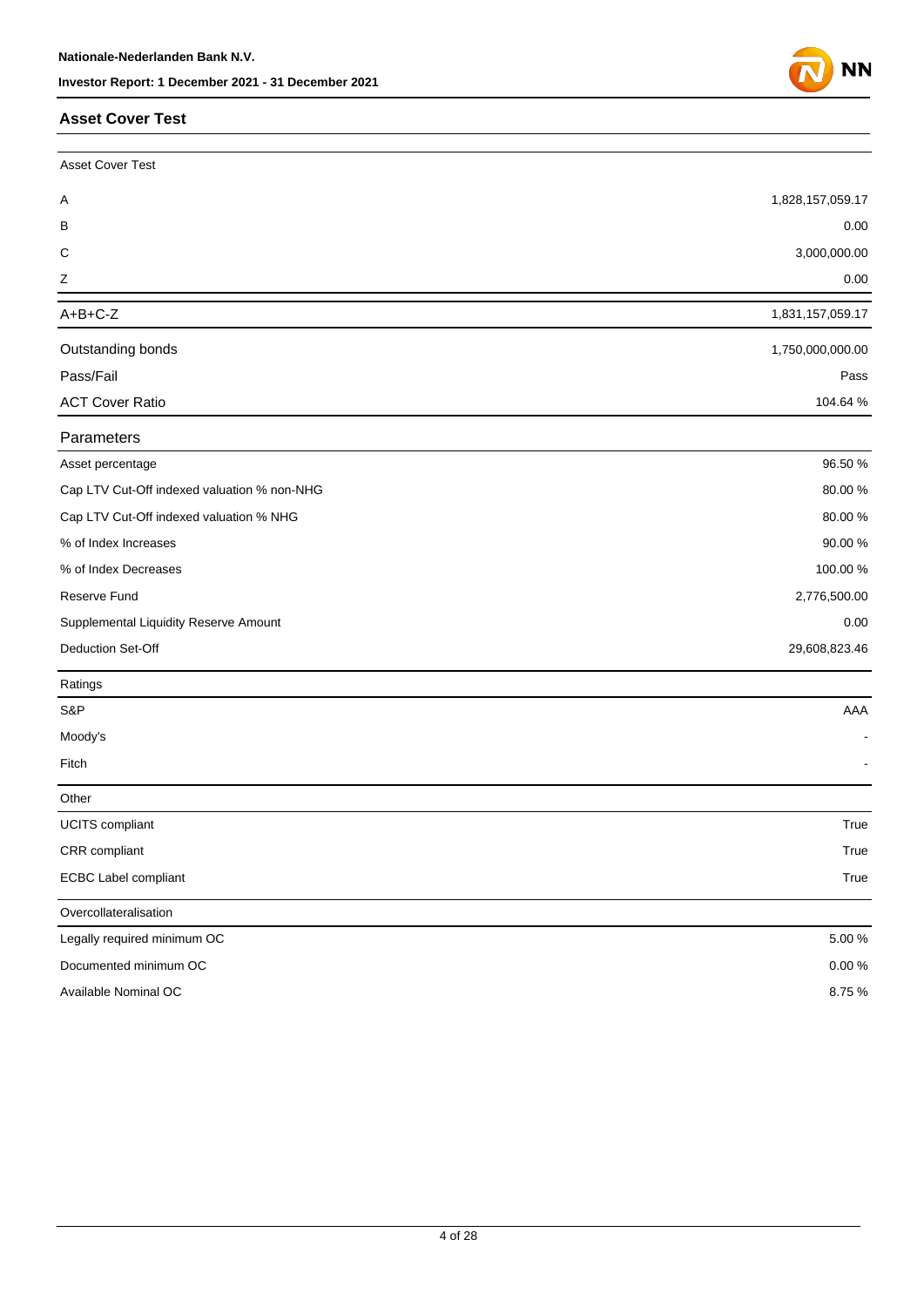## Asset Cover Test

| Asset Cover Test | |
|---|---|
| A | 1,828,157,059.17 |
| B | 0.00 |
| C | 3,000,000.00 |
| Z | 0.00 |
| A+B+C-Z | 1,831,157,059.17 |
| Outstanding bonds | 1,750,000,000.00 |
| Pass/Fail | Pass |
| ACT Cover Ratio | 104.64 % |

| Parameters | |
|---|---|
| Asset percentage | 96.50 % |
| Cap LTV Cut-Off indexed valuation % non-NHG | 80.00 % |
| Cap LTV Cut-Off indexed valuation % NHG | 80.00 % |
| % of Index Increases | 90.00 % |
| % of Index Decreases | 100.00 % |
| Reserve Fund | 2,776,500.00 |
| Supplemental Liquidity Reserve Amount | 0.00 |
| Deduction Set-Off | 29,608,823.46 |

| Ratings | |
|---|---|
| S&P | AAA |
| Moody's | - |
| Fitch | - |

| Other | |
|---|---|
| UCITS compliant | True |
| CRR compliant | True |
| ECBC Label compliant | True |

| Overcollateralisation | |
|---|---|
| Legally required minimum OC | 5.00 % |
| Documented minimum OC | 0.00 % |
| Available Nominal OC | 8.75 % |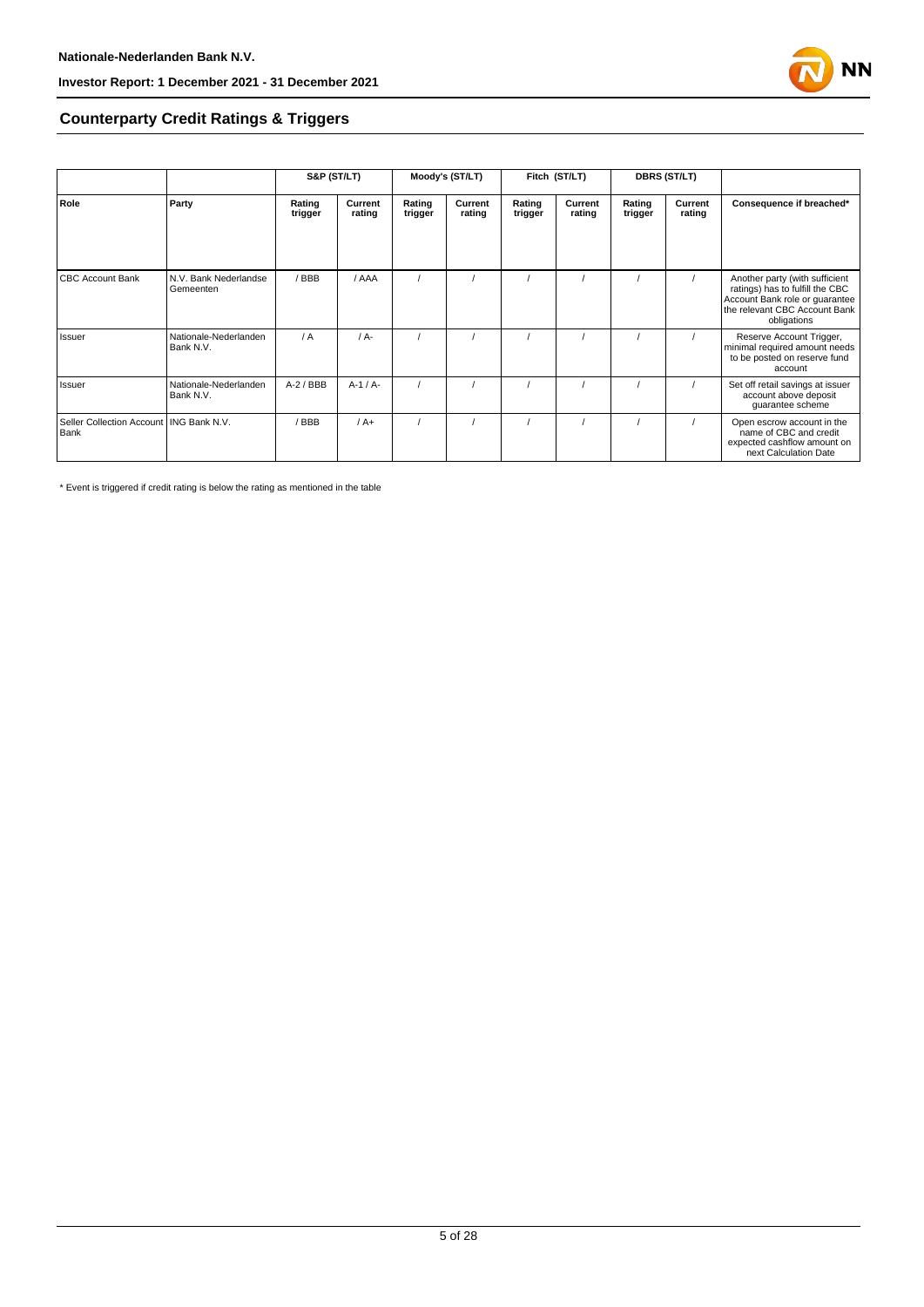## Counterparty Credit Ratings & Triggers

| | | S&P (ST/LT) | | Moody's (ST/LT) | | Fitch (ST/LT) | | DBRS (ST/LT) | | |
|---|---|---|---|---|---|---|---|---|---|---|
| **Role** | **Party** | **Rating trigger** | **Current rating** | **Rating trigger** | **Current rating** | **Rating trigger** | **Current rating** | **Rating trigger** | **Current rating** | **Consequence if breached*** |
| CBC Account Bank | N.V. Bank Nederlandse Gemeenten | / BBB | / AAA | / | / | / | / | / | / | Another party (with sufficient ratings) has to fulfill the CBC Account Bank role or guarantee the relevant CBC Account Bank obligations |
| Issuer | Nationale-Nederlanden Bank N.V. | / A | / A- | / | / | / | / | / | / | Reserve Account Trigger, minimal required amount needs to be posted on reserve fund account |
| Issuer | Nationale-Nederlanden Bank N.V. | A-2 / BBB | A-1 / A- | / | / | / | / | / | / | Set off retail savings at issuer account above deposit guarantee scheme |
| Seller Collection Account Bank | ING Bank N.V. | / BBB | / A+ | / | / | / | / | / | / | Open escrow account in the name of CBC and credit expected cashflow amount on next Calculation Date |

* Event is triggered if credit rating is below the rating as mentioned in the table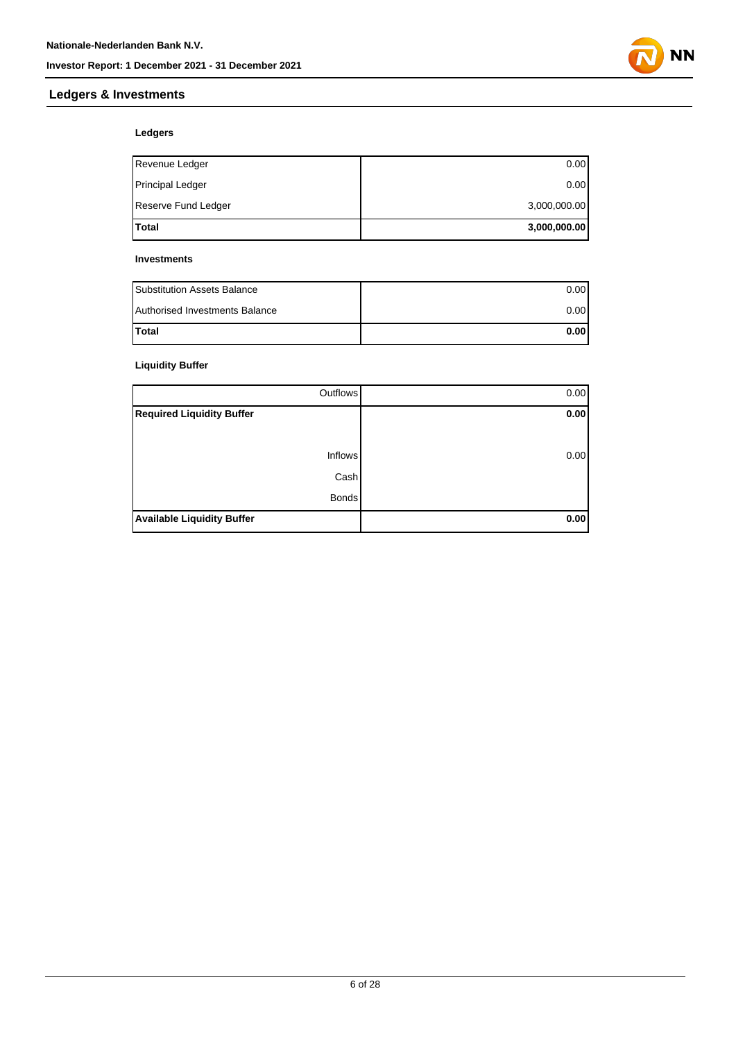## Ledgers & Investments

### Ledgers

| | |
|---|---:|
| Revenue Ledger | 0.00 |
| Principal Ledger | 0.00 |
| Reserve Fund Ledger | 3,000,000.00 |
| **Total** | **3,000,000.00** |

### Investments

| | |
|---|---:|
| Substitution Assets Balance | 0.00 |
| Authorised Investments Balance | 0.00 |
| **Total** | **0.00** |

### Liquidity Buffer

| | |
|---:|---:|
| Outflows | 0.00 |
| **Required Liquidity Buffer** | **0.00** |
| | |
| Inflows | 0.00 |
| Cash | |
| Bonds | |
| **Available Liquidity Buffer** | **0.00** |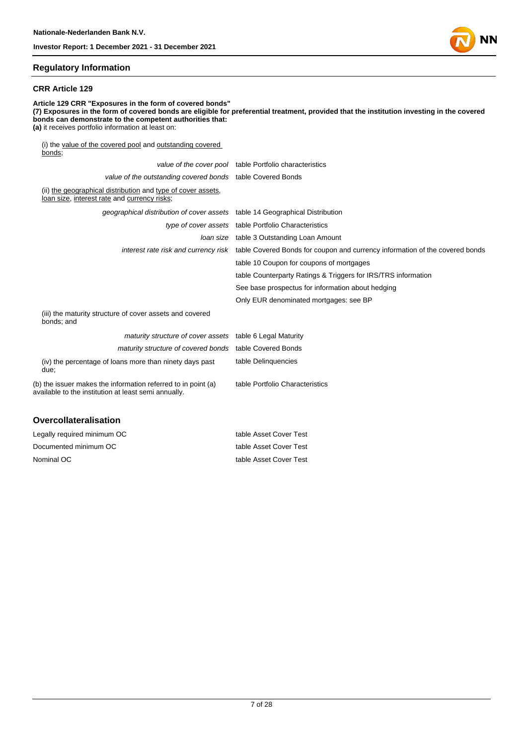## Regulatory Information

### CRR Article 129

**Article 129 CRR "Exposures in the form of covered bonds"**
**(7) Exposures in the form of covered bonds are eligible for preferential treatment, provided that the institution investing in the covered bonds can demonstrate to the competent authorities that:**
**(a)** it receives portfolio information at least on:

(i) the value of the covered pool and outstanding covered bonds;

| | |
|---|---|
| *value of the cover pool* | table Portfolio characteristics |
| *value of the outstanding covered bonds* | table Covered Bonds |

(ii) the geographical distribution and type of cover assets, loan size, interest rate and currency risks;

| | |
|---|---|
| *geographical distribution of cover assets* | table 14 Geographical Distribution |
| *type of cover assets* | table Portfolio Characteristics |
| *loan size* | table 3 Outstanding Loan Amount |
| *interest rate risk and currency risk* | table Covered Bonds for coupon and currency information of the covered bonds |
| | table 10 Coupon for coupons of mortgages |
| | table Counterparty Ratings & Triggers for IRS/TRS information |
| | See base prospectus for information about hedging |
| | Only EUR denominated mortgages: see BP |

(iii) the maturity structure of cover assets and covered bonds; and

| | |
|---|---|
| *maturity structure of cover assets* | table 6 Legal Maturity |
| *maturity structure of covered bonds* | table Covered Bonds |
| (iv) the percentage of loans more than ninety days past due; | table Delinquencies |
| (b) the issuer makes the information referred to in point (a) available to the institution at least semi annually. | table Portfolio Characteristics |

### Overcollateralisation

| | |
|---|---|
| Legally required minimum OC | table Asset Cover Test |
| Documented minimum OC | table Asset Cover Test |
| Nominal OC | table Asset Cover Test |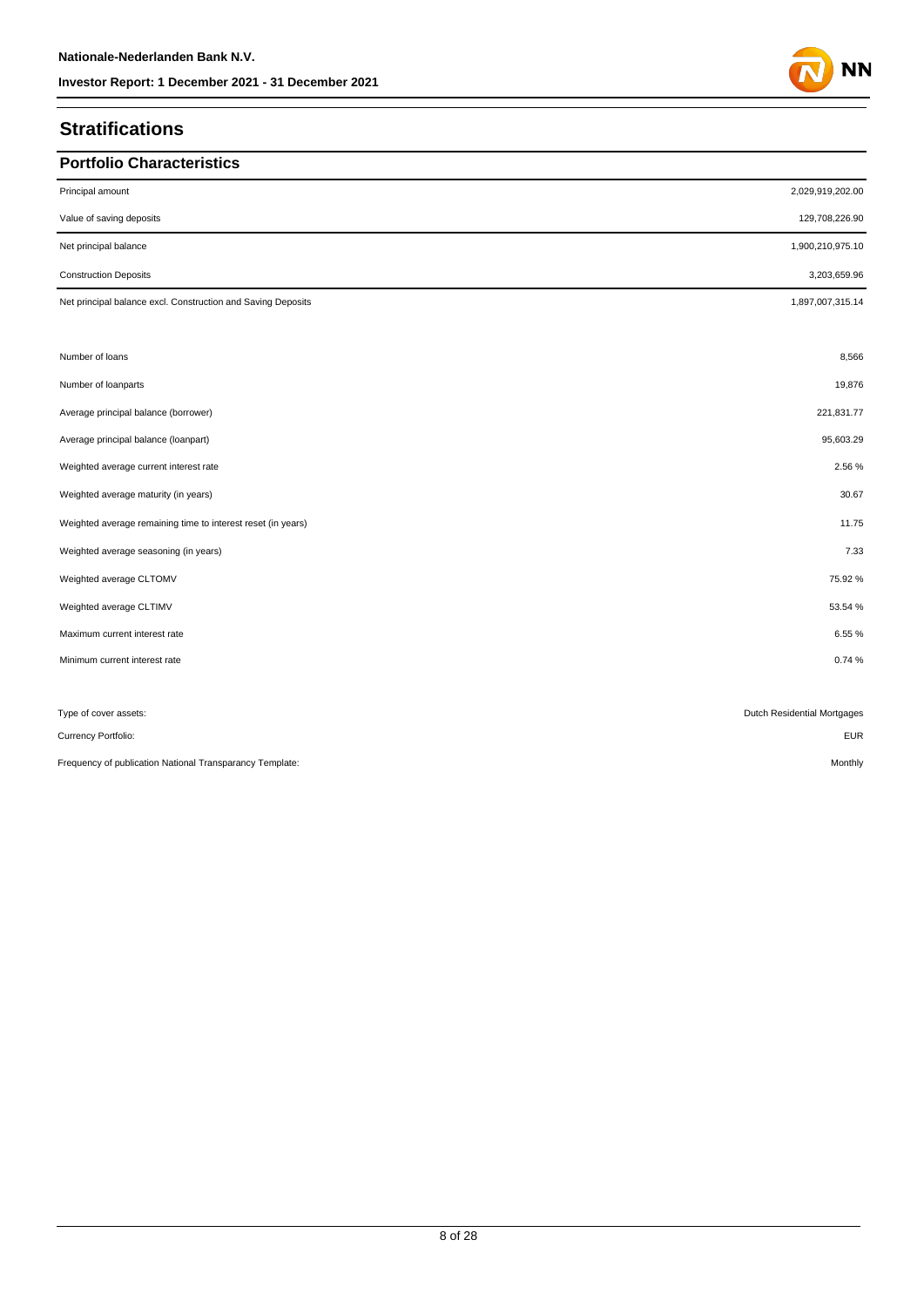# Stratifications

## Portfolio Characteristics

| | |
|---|---|
| Principal amount | 2,029,919,202.00 |
| Value of saving deposits | 129,708,226.90 |
| Net principal balance | 1,900,210,975.10 |
| Construction Deposits | 3,203,659.96 |
| Net principal balance excl. Construction and Saving Deposits | 1,897,007,315.14 |
| | |
| Number of loans | 8,566 |
| Number of loanparts | 19,876 |
| Average principal balance (borrower) | 221,831.77 |
| Average principal balance (loanpart) | 95,603.29 |
| Weighted average current interest rate | 2.56 % |
| Weighted average maturity (in years) | 30.67 |
| Weighted average remaining time to interest reset (in years) | 11.75 |
| Weighted average seasoning (in years) | 7.33 |
| Weighted average CLTOMV | 75.92 % |
| Weighted average CLTIMV | 53.54 % |
| Maximum current interest rate | 6.55 % |
| Minimum current interest rate | 0.74 % |
| | |
| Type of cover assets: | Dutch Residential Mortgages |
| Currency Portfolio: | EUR |
| Frequency of publication National Transparancy Template: | Monthly |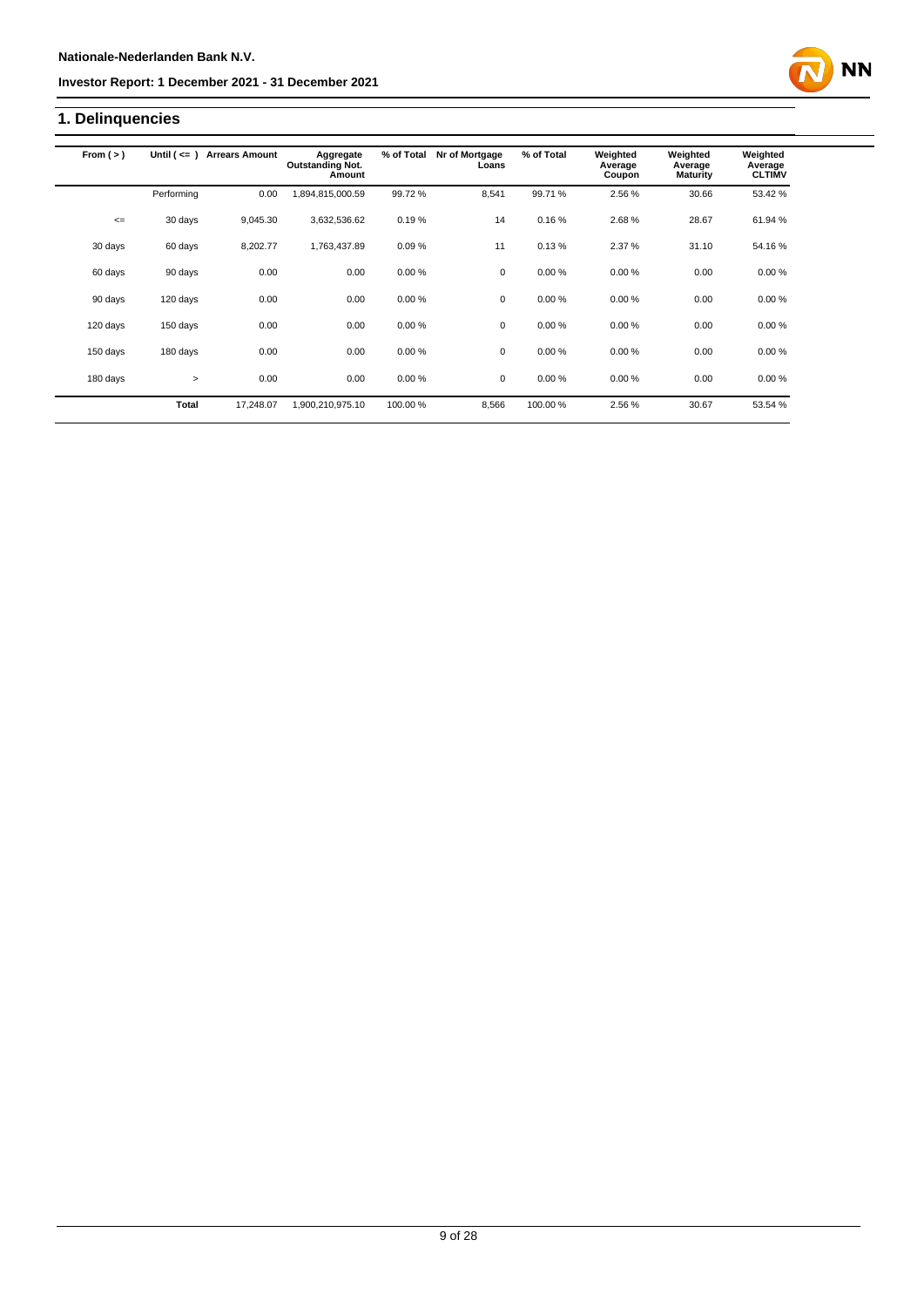## 1. Delinquencies

| From ( > ) | Until ( <= ) | Arrears Amount | Aggregate Outstanding Not. Amount | % of Total | Nr of Mortgage Loans | % of Total | Weighted Average Coupon | Weighted Average Maturity | Weighted Average CLTIMV |
|---|---|---|---|---|---|---|---|---|---|
| | Performing | 0.00 | 1,894,815,000.59 | 99.72 % | 8,541 | 99.71 % | 2.56 % | 30.66 | 53.42 % |
| <= | 30 days | 9,045.30 | 3,632,536.62 | 0.19 % | 14 | 0.16 % | 2.68 % | 28.67 | 61.94 % |
| 30 days | 60 days | 8,202.77 | 1,763,437.89 | 0.09 % | 11 | 0.13 % | 2.37 % | 31.10 | 54.16 % |
| 60 days | 90 days | 0.00 | 0.00 | 0.00 % | 0 | 0.00 % | 0.00 % | 0.00 | 0.00 % |
| 90 days | 120 days | 0.00 | 0.00 | 0.00 % | 0 | 0.00 % | 0.00 % | 0.00 | 0.00 % |
| 120 days | 150 days | 0.00 | 0.00 | 0.00 % | 0 | 0.00 % | 0.00 % | 0.00 | 0.00 % |
| 150 days | 180 days | 0.00 | 0.00 | 0.00 % | 0 | 0.00 % | 0.00 % | 0.00 | 0.00 % |
| 180 days | > | 0.00 | 0.00 | 0.00 % | 0 | 0.00 % | 0.00 % | 0.00 | 0.00 % |
| | **Total** | 17,248.07 | 1,900,210,975.10 | 100.00 % | 8,566 | 100.00 % | 2.56 % | 30.67 | 53.54 % |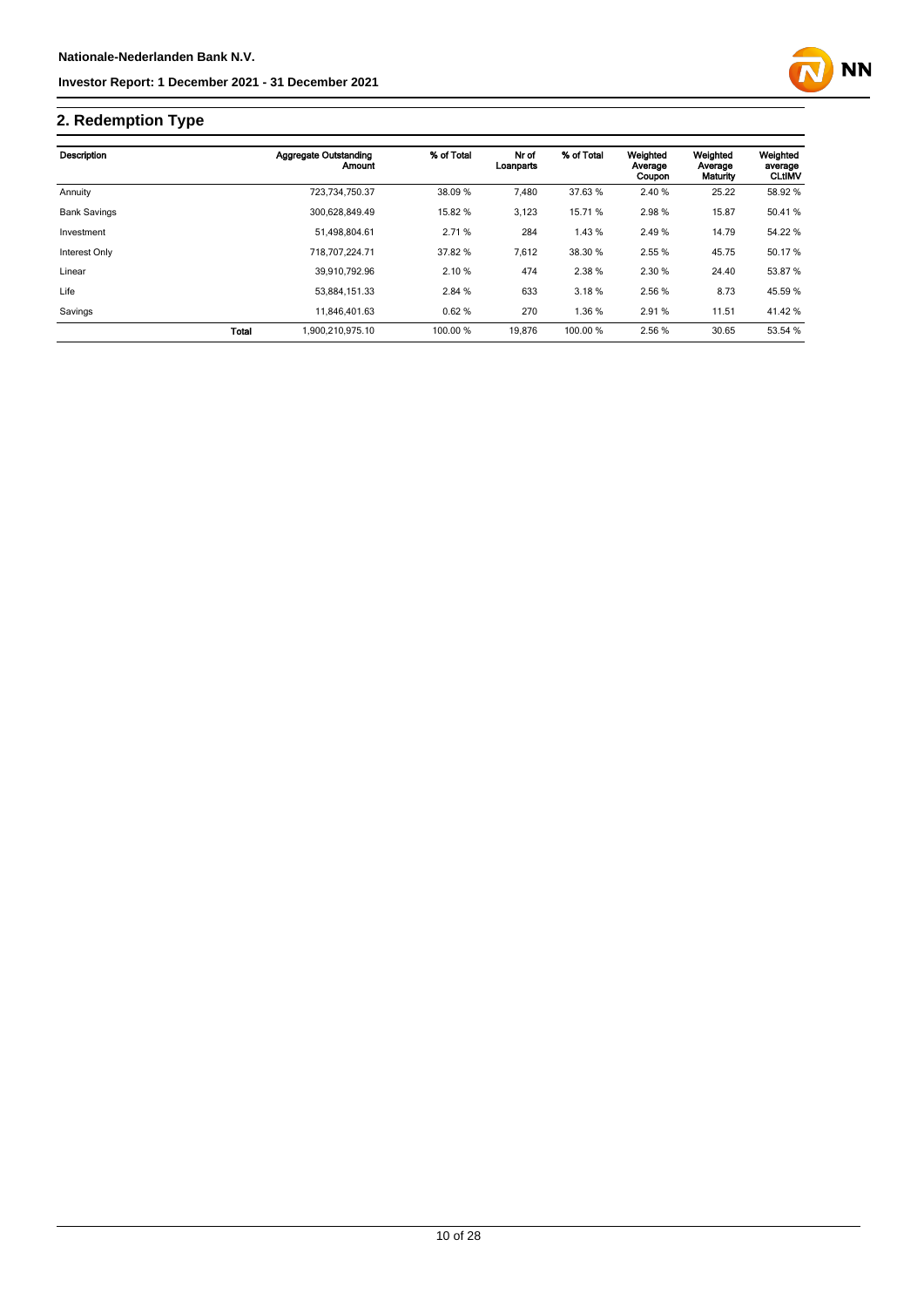## 2. Redemption Type

| Description | | Aggregate Outstanding Amount | % of Total | Nr of Loanparts | % of Total | Weighted Average Coupon | Weighted Average Maturity | Weighted average CLtIMV |
|---|---|---|---|---|---|---|---|---|
| Annuity | | 723,734,750.37 | 38.09 % | 7,480 | 37.63 % | 2.40 % | 25.22 | 58.92 % |
| Bank Savings | | 300,628,849.49 | 15.82 % | 3,123 | 15.71 % | 2.98 % | 15.87 | 50.41 % |
| Investment | | 51,498,804.61 | 2.71 % | 284 | 1.43 % | 2.49 % | 14.79 | 54.22 % |
| Interest Only | | 718,707,224.71 | 37.82 % | 7,612 | 38.30 % | 2.55 % | 45.75 | 50.17 % |
| Linear | | 39,910,792.96 | 2.10 % | 474 | 2.38 % | 2.30 % | 24.40 | 53.87 % |
| Life | | 53,884,151.33 | 2.84 % | 633 | 3.18 % | 2.56 % | 8.73 | 45.59 % |
| Savings | | 11,846,401.63 | 0.62 % | 270 | 1.36 % | 2.91 % | 11.51 | 41.42 % |
| | Total | 1,900,210,975.10 | 100.00 % | 19,876 | 100.00 % | 2.56 % | 30.65 | 53.54 % |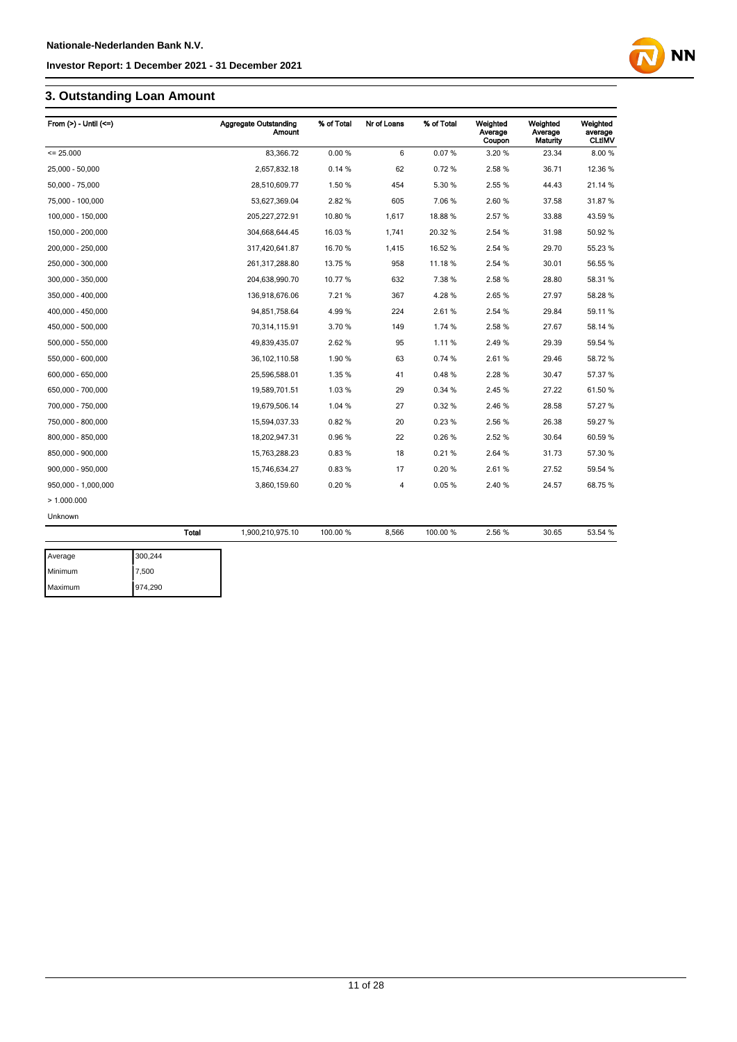## 3. Outstanding Loan Amount

| From (>) - Until (<=) | | Aggregate Outstanding Amount | % of Total | Nr of Loans | % of Total | Weighted Average Coupon | Weighted Average Maturity | Weighted average CLtIMV |
|---|---|---|---|---|---|---|---|---|
| <= 25.000 | | 83,366.72 | 0.00 % | 6 | 0.07 % | 3.20 % | 23.34 | 8.00 % |
| 25,000 - 50,000 | | 2,657,832.18 | 0.14 % | 62 | 0.72 % | 2.58 % | 36.71 | 12.36 % |
| 50,000 - 75,000 | | 28,510,609.77 | 1.50 % | 454 | 5.30 % | 2.55 % | 44.43 | 21.14 % |
| 75,000 - 100,000 | | 53,627,369.04 | 2.82 % | 605 | 7.06 % | 2.60 % | 37.58 | 31.87 % |
| 100,000 - 150,000 | | 205,227,272.91 | 10.80 % | 1,617 | 18.88 % | 2.57 % | 33.88 | 43.59 % |
| 150,000 - 200,000 | | 304,668,644.45 | 16.03 % | 1,741 | 20.32 % | 2.54 % | 31.98 | 50.92 % |
| 200,000 - 250,000 | | 317,420,641.87 | 16.70 % | 1,415 | 16.52 % | 2.54 % | 29.70 | 55.23 % |
| 250,000 - 300,000 | | 261,317,288.80 | 13.75 % | 958 | 11.18 % | 2.54 % | 30.01 | 56.55 % |
| 300,000 - 350,000 | | 204,638,990.70 | 10.77 % | 632 | 7.38 % | 2.58 % | 28.80 | 58.31 % |
| 350,000 - 400,000 | | 136,918,676.06 | 7.21 % | 367 | 4.28 % | 2.65 % | 27.97 | 58.28 % |
| 400,000 - 450,000 | | 94,851,758.64 | 4.99 % | 224 | 2.61 % | 2.54 % | 29.84 | 59.11 % |
| 450,000 - 500,000 | | 70,314,115.91 | 3.70 % | 149 | 1.74 % | 2.58 % | 27.67 | 58.14 % |
| 500,000 - 550,000 | | 49,839,435.07 | 2.62 % | 95 | 1.11 % | 2.49 % | 29.39 | 59.54 % |
| 550,000 - 600,000 | | 36,102,110.58 | 1.90 % | 63 | 0.74 % | 2.61 % | 29.46 | 58.72 % |
| 600,000 - 650,000 | | 25,596,588.01 | 1.35 % | 41 | 0.48 % | 2.28 % | 30.47 | 57.37 % |
| 650,000 - 700,000 | | 19,589,701.51 | 1.03 % | 29 | 0.34 % | 2.45 % | 27.22 | 61.50 % |
| 700,000 - 750,000 | | 19,679,506.14 | 1.04 % | 27 | 0.32 % | 2.46 % | 28.58 | 57.27 % |
| 750,000 - 800,000 | | 15,594,037.33 | 0.82 % | 20 | 0.23 % | 2.56 % | 26.38 | 59.27 % |
| 800,000 - 850,000 | | 18,202,947.31 | 0.96 % | 22 | 0.26 % | 2.52 % | 30.64 | 60.59 % |
| 850,000 - 900,000 | | 15,763,288.23 | 0.83 % | 18 | 0.21 % | 2.64 % | 31.73 | 57.30 % |
| 900,000 - 950,000 | | 15,746,634.27 | 0.83 % | 17 | 0.20 % | 2.61 % | 27.52 | 59.54 % |
| 950,000 - 1,000,000 | | 3,860,159.60 | 0.20 % | 4 | 0.05 % | 2.40 % | 24.57 | 68.75 % |
| > 1.000.000 | | | | | | | | |
| Unknown | | | | | | | | |
| | **Total** | 1,900,210,975.10 | 100.00 % | 8,566 | 100.00 % | 2.56 % | 30.65 | 53.54 % |

| | |
|---|---|
| Average | 300,244 |
| Minimum | 7,500 |
| Maximum | 974,290 |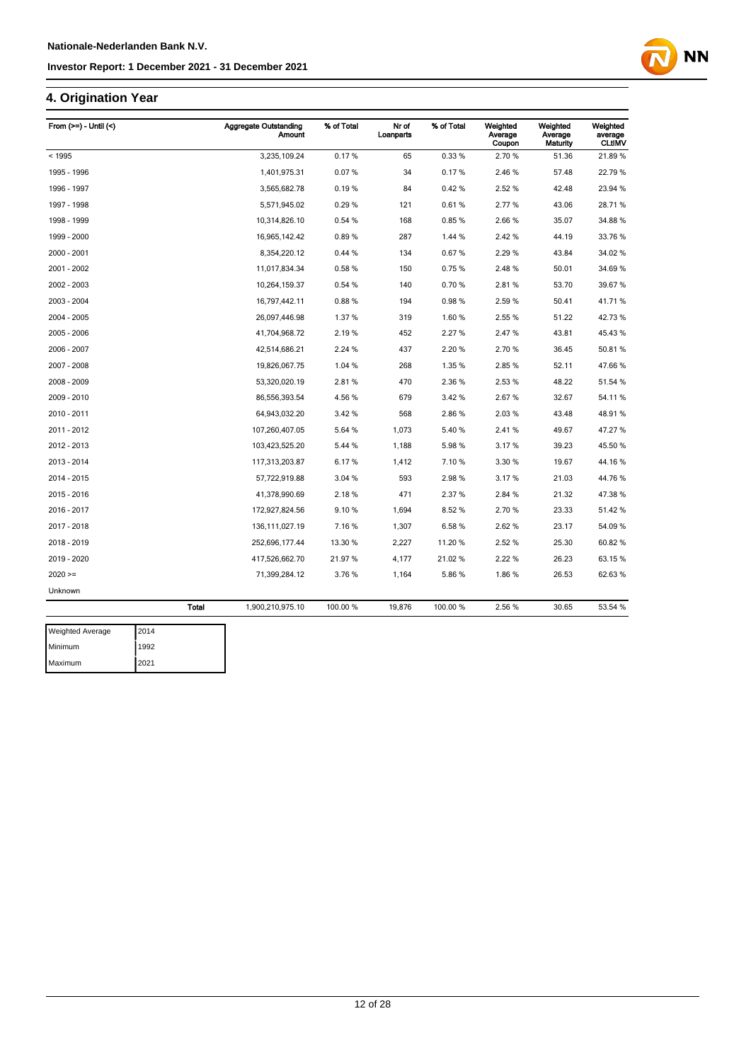## 4. Origination Year

| From (>=) - Until (<) | | Aggregate Outstanding Amount | % of Total | Nr of Loanparts | % of Total | Weighted Average Coupon | Weighted Average Maturity | Weighted average CLtIMV |
|---|---|---|---|---|---|---|---|---|
| < 1995 | | 3,235,109.24 | 0.17 % | 65 | 0.33 % | 2.70 % | 51.36 | 21.89 % |
| 1995 - 1996 | | 1,401,975.31 | 0.07 % | 34 | 0.17 % | 2.46 % | 57.48 | 22.79 % |
| 1996 - 1997 | | 3,565,682.78 | 0.19 % | 84 | 0.42 % | 2.52 % | 42.48 | 23.94 % |
| 1997 - 1998 | | 5,571,945.02 | 0.29 % | 121 | 0.61 % | 2.77 % | 43.06 | 28.71 % |
| 1998 - 1999 | | 10,314,826.10 | 0.54 % | 168 | 0.85 % | 2.66 % | 35.07 | 34.88 % |
| 1999 - 2000 | | 16,965,142.42 | 0.89 % | 287 | 1.44 % | 2.42 % | 44.19 | 33.76 % |
| 2000 - 2001 | | 8,354,220.12 | 0.44 % | 134 | 0.67 % | 2.29 % | 43.84 | 34.02 % |
| 2001 - 2002 | | 11,017,834.34 | 0.58 % | 150 | 0.75 % | 2.48 % | 50.01 | 34.69 % |
| 2002 - 2003 | | 10,264,159.37 | 0.54 % | 140 | 0.70 % | 2.81 % | 53.70 | 39.67 % |
| 2003 - 2004 | | 16,797,442.11 | 0.88 % | 194 | 0.98 % | 2.59 % | 50.41 | 41.71 % |
| 2004 - 2005 | | 26,097,446.98 | 1.37 % | 319 | 1.60 % | 2.55 % | 51.22 | 42.73 % |
| 2005 - 2006 | | 41,704,968.72 | 2.19 % | 452 | 2.27 % | 2.47 % | 43.81 | 45.43 % |
| 2006 - 2007 | | 42,514,686.21 | 2.24 % | 437 | 2.20 % | 2.70 % | 36.45 | 50.81 % |
| 2007 - 2008 | | 19,826,067.75 | 1.04 % | 268 | 1.35 % | 2.85 % | 52.11 | 47.66 % |
| 2008 - 2009 | | 53,320,020.19 | 2.81 % | 470 | 2.36 % | 2.53 % | 48.22 | 51.54 % |
| 2009 - 2010 | | 86,556,393.54 | 4.56 % | 679 | 3.42 % | 2.67 % | 32.67 | 54.11 % |
| 2010 - 2011 | | 64,943,032.20 | 3.42 % | 568 | 2.86 % | 2.03 % | 43.48 | 48.91 % |
| 2011 - 2012 | | 107,260,407.05 | 5.64 % | 1,073 | 5.40 % | 2.41 % | 49.67 | 47.27 % |
| 2012 - 2013 | | 103,423,525.20 | 5.44 % | 1,188 | 5.98 % | 3.17 % | 39.23 | 45.50 % |
| 2013 - 2014 | | 117,313,203.87 | 6.17 % | 1,412 | 7.10 % | 3.30 % | 19.67 | 44.16 % |
| 2014 - 2015 | | 57,722,919.88 | 3.04 % | 593 | 2.98 % | 3.17 % | 21.03 | 44.76 % |
| 2015 - 2016 | | 41,378,990.69 | 2.18 % | 471 | 2.37 % | 2.84 % | 21.32 | 47.38 % |
| 2016 - 2017 | | 172,927,824.56 | 9.10 % | 1,694 | 8.52 % | 2.70 % | 23.33 | 51.42 % |
| 2017 - 2018 | | 136,111,027.19 | 7.16 % | 1,307 | 6.58 % | 2.62 % | 23.17 | 54.09 % |
| 2018 - 2019 | | 252,696,177.44 | 13.30 % | 2,227 | 11.20 % | 2.52 % | 25.30 | 60.82 % |
| 2019 - 2020 | | 417,526,662.70 | 21.97 % | 4,177 | 21.02 % | 2.22 % | 26.23 | 63.15 % |
| 2020 >= | | 71,399,284.12 | 3.76 % | 1,164 | 5.86 % | 1.86 % | 26.53 | 62.63 % |
| Unknown | | | | | | | | |
| | **Total** | 1,900,210,975.10 | 100.00 % | 19,876 | 100.00 % | 2.56 % | 30.65 | 53.54 % |

| Weighted Average | 2014 |
|---|---|
| Minimum | 1992 |
| Maximum | 2021 |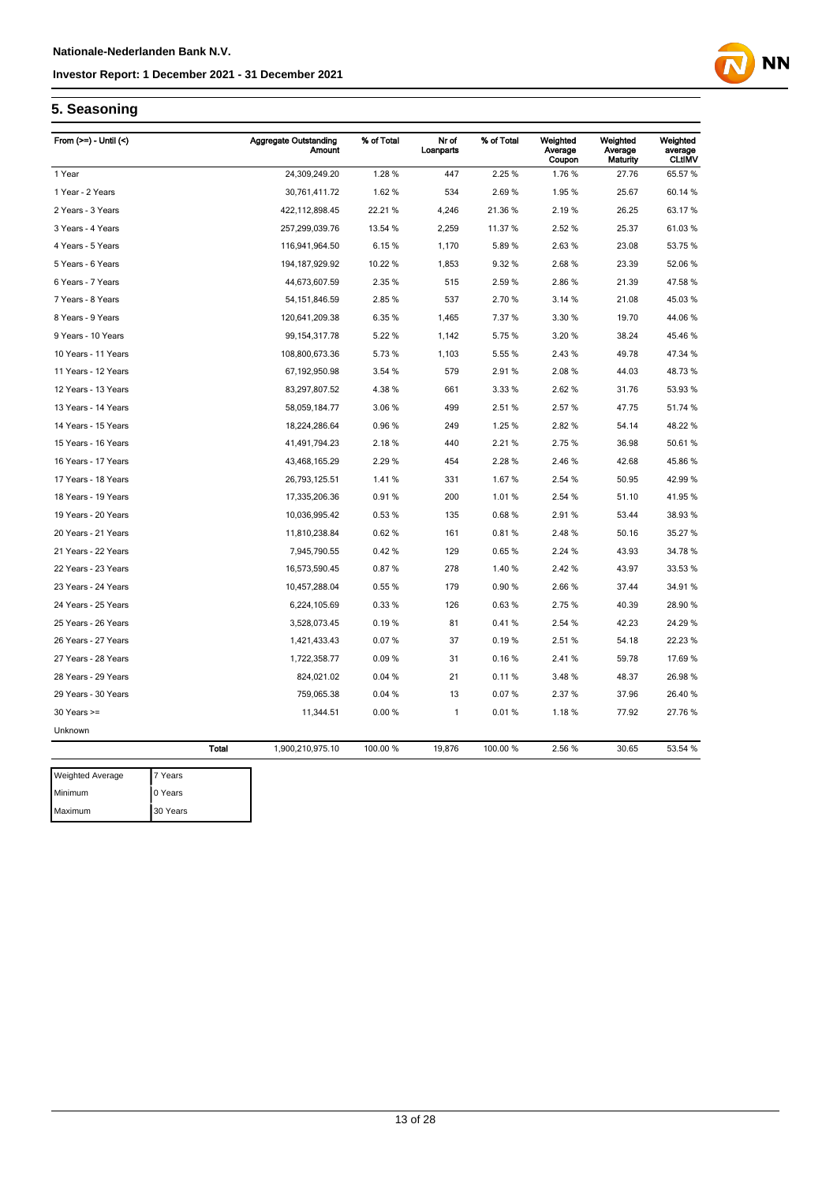## 5. Seasoning

| From (>=) - Until (<) | | Aggregate Outstanding Amount | % of Total | Nr of Loanparts | % of Total | Weighted Average Coupon | Weighted Average Maturity | Weighted average CLtIMV |
|---|---|---|---|---|---|---|---|---|
| 1 Year | | 24,309,249.20 | 1.28 % | 447 | 2.25 % | 1.76 % | 27.76 | 65.57 % |
| 1 Year - 2 Years | | 30,761,411.72 | 1.62 % | 534 | 2.69 % | 1.95 % | 25.67 | 60.14 % |
| 2 Years - 3 Years | | 422,112,898.45 | 22.21 % | 4,246 | 21.36 % | 2.19 % | 26.25 | 63.17 % |
| 3 Years - 4 Years | | 257,299,039.76 | 13.54 % | 2,259 | 11.37 % | 2.52 % | 25.37 | 61.03 % |
| 4 Years - 5 Years | | 116,941,964.50 | 6.15 % | 1,170 | 5.89 % | 2.63 % | 23.08 | 53.75 % |
| 5 Years - 6 Years | | 194,187,929.92 | 10.22 % | 1,853 | 9.32 % | 2.68 % | 23.39 | 52.06 % |
| 6 Years - 7 Years | | 44,673,607.59 | 2.35 % | 515 | 2.59 % | 2.86 % | 21.39 | 47.58 % |
| 7 Years - 8 Years | | 54,151,846.59 | 2.85 % | 537 | 2.70 % | 3.14 % | 21.08 | 45.03 % |
| 8 Years - 9 Years | | 120,641,209.38 | 6.35 % | 1,465 | 7.37 % | 3.30 % | 19.70 | 44.06 % |
| 9 Years - 10 Years | | 99,154,317.78 | 5.22 % | 1,142 | 5.75 % | 3.20 % | 38.24 | 45.46 % |
| 10 Years - 11 Years | | 108,800,673.36 | 5.73 % | 1,103 | 5.55 % | 2.43 % | 49.78 | 47.34 % |
| 11 Years - 12 Years | | 67,192,950.98 | 3.54 % | 579 | 2.91 % | 2.08 % | 44.03 | 48.73 % |
| 12 Years - 13 Years | | 83,297,807.52 | 4.38 % | 661 | 3.33 % | 2.62 % | 31.76 | 53.93 % |
| 13 Years - 14 Years | | 58,059,184.77 | 3.06 % | 499 | 2.51 % | 2.57 % | 47.75 | 51.74 % |
| 14 Years - 15 Years | | 18,224,286.64 | 0.96 % | 249 | 1.25 % | 2.82 % | 54.14 | 48.22 % |
| 15 Years - 16 Years | | 41,491,794.23 | 2.18 % | 440 | 2.21 % | 2.75 % | 36.98 | 50.61 % |
| 16 Years - 17 Years | | 43,468,165.29 | 2.29 % | 454 | 2.28 % | 2.46 % | 42.68 | 45.86 % |
| 17 Years - 18 Years | | 26,793,125.51 | 1.41 % | 331 | 1.67 % | 2.54 % | 50.95 | 42.99 % |
| 18 Years - 19 Years | | 17,335,206.36 | 0.91 % | 200 | 1.01 % | 2.54 % | 51.10 | 41.95 % |
| 19 Years - 20 Years | | 10,036,995.42 | 0.53 % | 135 | 0.68 % | 2.91 % | 53.44 | 38.93 % |
| 20 Years - 21 Years | | 11,810,238.84 | 0.62 % | 161 | 0.81 % | 2.48 % | 50.16 | 35.27 % |
| 21 Years - 22 Years | | 7,945,790.55 | 0.42 % | 129 | 0.65 % | 2.24 % | 43.93 | 34.78 % |
| 22 Years - 23 Years | | 16,573,590.45 | 0.87 % | 278 | 1.40 % | 2.42 % | 43.97 | 33.53 % |
| 23 Years - 24 Years | | 10,457,288.04 | 0.55 % | 179 | 0.90 % | 2.66 % | 37.44 | 34.91 % |
| 24 Years - 25 Years | | 6,224,105.69 | 0.33 % | 126 | 0.63 % | 2.75 % | 40.39 | 28.90 % |
| 25 Years - 26 Years | | 3,528,073.45 | 0.19 % | 81 | 0.41 % | 2.54 % | 42.23 | 24.29 % |
| 26 Years - 27 Years | | 1,421,433.43 | 0.07 % | 37 | 0.19 % | 2.51 % | 54.18 | 22.23 % |
| 27 Years - 28 Years | | 1,722,358.77 | 0.09 % | 31 | 0.16 % | 2.41 % | 59.78 | 17.69 % |
| 28 Years - 29 Years | | 824,021.02 | 0.04 % | 21 | 0.11 % | 3.48 % | 48.37 | 26.98 % |
| 29 Years - 30 Years | | 759,065.38 | 0.04 % | 13 | 0.07 % | 2.37 % | 37.96 | 26.40 % |
| 30 Years >= | | 11,344.51 | 0.00 % | 1 | 0.01 % | 1.18 % | 77.92 | 27.76 % |
| Unknown | | | | | | | | |
| | Total | 1,900,210,975.10 | 100.00 % | 19,876 | 100.00 % | 2.56 % | 30.65 | 53.54 % |

| | |
|---|---|
| Weighted Average | 7 Years |
| Minimum | 0 Years |
| Maximum | 30 Years |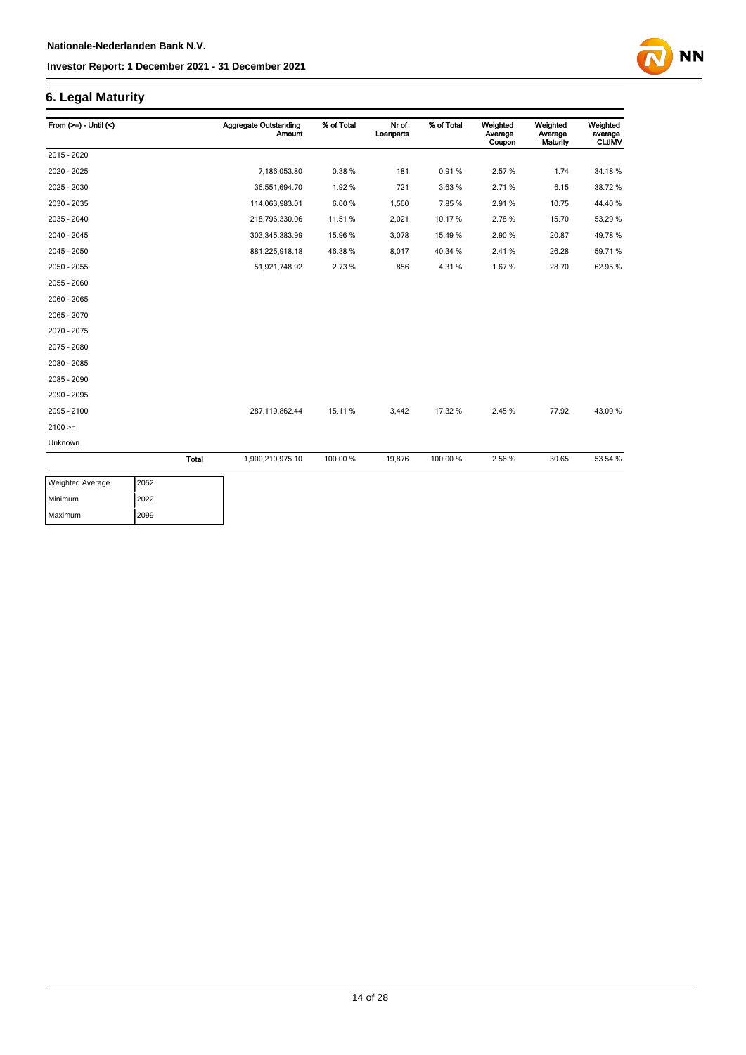## 6. Legal Maturity

| From (>=) - Until (<) | | Aggregate Outstanding Amount | % of Total | Nr of Loanparts | % of Total | Weighted Average Coupon | Weighted Average Maturity | Weighted average CLtIMV |
|---|---|---|---|---|---|---|---|---|
| 2015 - 2020 | | | | | | | | |
| 2020 - 2025 | | 7,186,053.80 | 0.38 % | 181 | 0.91 % | 2.57 % | 1.74 | 34.18 % |
| 2025 - 2030 | | 36,551,694.70 | 1.92 % | 721 | 3.63 % | 2.71 % | 6.15 | 38.72 % |
| 2030 - 2035 | | 114,063,983.01 | 6.00 % | 1,560 | 7.85 % | 2.91 % | 10.75 | 44.40 % |
| 2035 - 2040 | | 218,796,330.06 | 11.51 % | 2,021 | 10.17 % | 2.78 % | 15.70 | 53.29 % |
| 2040 - 2045 | | 303,345,383.99 | 15.96 % | 3,078 | 15.49 % | 2.90 % | 20.87 | 49.78 % |
| 2045 - 2050 | | 881,225,918.18 | 46.38 % | 8,017 | 40.34 % | 2.41 % | 26.28 | 59.71 % |
| 2050 - 2055 | | 51,921,748.92 | 2.73 % | 856 | 4.31 % | 1.67 % | 28.70 | 62.95 % |
| 2055 - 2060 | | | | | | | | |
| 2060 - 2065 | | | | | | | | |
| 2065 - 2070 | | | | | | | | |
| 2070 - 2075 | | | | | | | | |
| 2075 - 2080 | | | | | | | | |
| 2080 - 2085 | | | | | | | | |
| 2085 - 2090 | | | | | | | | |
| 2090 - 2095 | | | | | | | | |
| 2095 - 2100 | | 287,119,862.44 | 15.11 % | 3,442 | 17.32 % | 2.45 % | 77.92 | 43.09 % |
| 2100 >= | | | | | | | | |
| Unknown | | | | | | | | |
| | **Total** | 1,900,210,975.10 | 100.00 % | 19,876 | 100.00 % | 2.56 % | 30.65 | 53.54 % |

| | |
|---|---|
| Weighted Average | 2052 |
| Minimum | 2022 |
| Maximum | 2099 |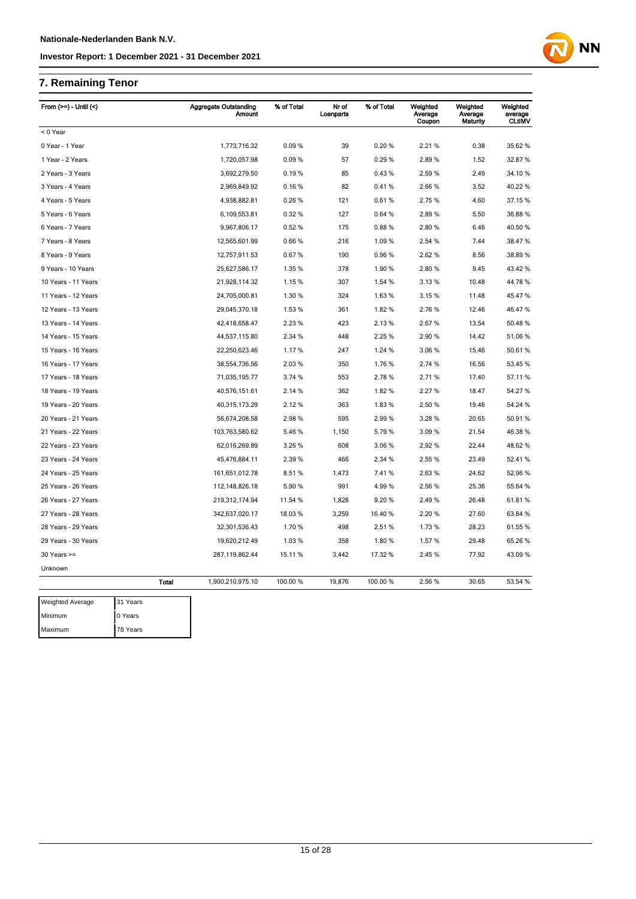## 7. Remaining Tenor

| From (>=) - Until (<) | Aggregate Outstanding Amount | % of Total | Nr of Loanparts | % of Total | Weighted Average Coupon | Weighted Average Maturity | Weighted average CLtIMV |
|---|---|---|---|---|---|---|---|
| < 0 Year | | | | | | | |
| 0 Year - 1 Year | 1,773,716.32 | 0.09 % | 39 | 0.20 % | 2.21 % | 0.38 | 35.62 % |
| 1 Year - 2 Years | 1,720,057.98 | 0.09 % | 57 | 0.29 % | 2.89 % | 1.52 | 32.87 % |
| 2 Years - 3 Years | 3,692,279.50 | 0.19 % | 85 | 0.43 % | 2.59 % | 2.49 | 34.10 % |
| 3 Years - 4 Years | 2,969,849.92 | 0.16 % | 82 | 0.41 % | 2.66 % | 3.52 | 40.22 % |
| 4 Years - 5 Years | 4,938,882.81 | 0.26 % | 121 | 0.61 % | 2.75 % | 4.60 | 37.15 % |
| 5 Years - 6 Years | 6,109,553.81 | 0.32 % | 127 | 0.64 % | 2.89 % | 5.50 | 36.88 % |
| 6 Years - 7 Years | 9,967,806.17 | 0.52 % | 175 | 0.88 % | 2.80 % | 6.46 | 40.50 % |
| 7 Years - 8 Years | 12,565,601.99 | 0.66 % | 216 | 1.09 % | 2.54 % | 7.44 | 38.47 % |
| 8 Years - 9 Years | 12,757,911.53 | 0.67 % | 190 | 0.96 % | 2.62 % | 8.56 | 38.89 % |
| 9 Years - 10 Years | 25,627,586.17 | 1.35 % | 378 | 1.90 % | 2.80 % | 9.45 | 43.42 % |
| 10 Years - 11 Years | 21,928,114.32 | 1.15 % | 307 | 1.54 % | 3.13 % | 10.48 | 44.78 % |
| 11 Years - 12 Years | 24,705,000.81 | 1.30 % | 324 | 1.63 % | 3.15 % | 11.48 | 45.47 % |
| 12 Years - 13 Years | 29,045,370.18 | 1.53 % | 361 | 1.82 % | 2.76 % | 12.46 | 46.47 % |
| 13 Years - 14 Years | 42,418,658.47 | 2.23 % | 423 | 2.13 % | 2.67 % | 13.54 | 50.48 % |
| 14 Years - 15 Years | 44,537,115.80 | 2.34 % | 448 | 2.25 % | 2.90 % | 14.42 | 51.06 % |
| 15 Years - 16 Years | 22,250,623.46 | 1.17 % | 247 | 1.24 % | 3.06 % | 15.46 | 50.61 % |
| 16 Years - 17 Years | 38,554,736.56 | 2.03 % | 350 | 1.76 % | 2.74 % | 16.56 | 53.45 % |
| 17 Years - 18 Years | 71,035,195.77 | 3.74 % | 553 | 2.78 % | 2.71 % | 17.40 | 57.11 % |
| 18 Years - 19 Years | 40,576,151.61 | 2.14 % | 362 | 1.82 % | 2.27 % | 18.47 | 54.27 % |
| 19 Years - 20 Years | 40,315,173.29 | 2.12 % | 363 | 1.83 % | 2.50 % | 19.46 | 54.24 % |
| 20 Years - 21 Years | 56,674,208.58 | 2.98 % | 595 | 2.99 % | 3.28 % | 20.65 | 50.91 % |
| 21 Years - 22 Years | 103,763,580.62 | 5.46 % | 1,150 | 5.79 % | 3.09 % | 21.54 | 46.38 % |
| 22 Years - 23 Years | 62,016,269.89 | 3.26 % | 608 | 3.06 % | 2.92 % | 22.44 | 48.62 % |
| 23 Years - 24 Years | 45,476,884.11 | 2.39 % | 466 | 2.34 % | 2.55 % | 23.49 | 52.41 % |
| 24 Years - 25 Years | 161,651,012.78 | 8.51 % | 1,473 | 7.41 % | 2.63 % | 24.62 | 52.96 % |
| 25 Years - 26 Years | 112,148,826.18 | 5.90 % | 991 | 4.99 % | 2.56 % | 25.36 | 55.64 % |
| 26 Years - 27 Years | 219,312,174.94 | 11.54 % | 1,828 | 9.20 % | 2.49 % | 26.48 | 61.81 % |
| 27 Years - 28 Years | 342,637,020.17 | 18.03 % | 3,259 | 16.40 % | 2.20 % | 27.60 | 63.84 % |
| 28 Years - 29 Years | 32,301,536.43 | 1.70 % | 498 | 2.51 % | 1.73 % | 28.23 | 61.55 % |
| 29 Years - 30 Years | 19,620,212.49 | 1.03 % | 358 | 1.80 % | 1.57 % | 29.48 | 65.26 % |
| 30 Years >= | 287,119,862.44 | 15.11 % | 3,442 | 17.32 % | 2.45 % | 77.92 | 43.09 % |
| Unknown | | | | | | | |
| **Total** | 1,900,210,975.10 | 100.00 % | 19,876 | 100.00 % | 2.56 % | 30.65 | 53.54 % |

| | |
|---|---|
| Weighted Average | 31 Years |
| Minimum | 0 Years |
| Maximum | 78 Years |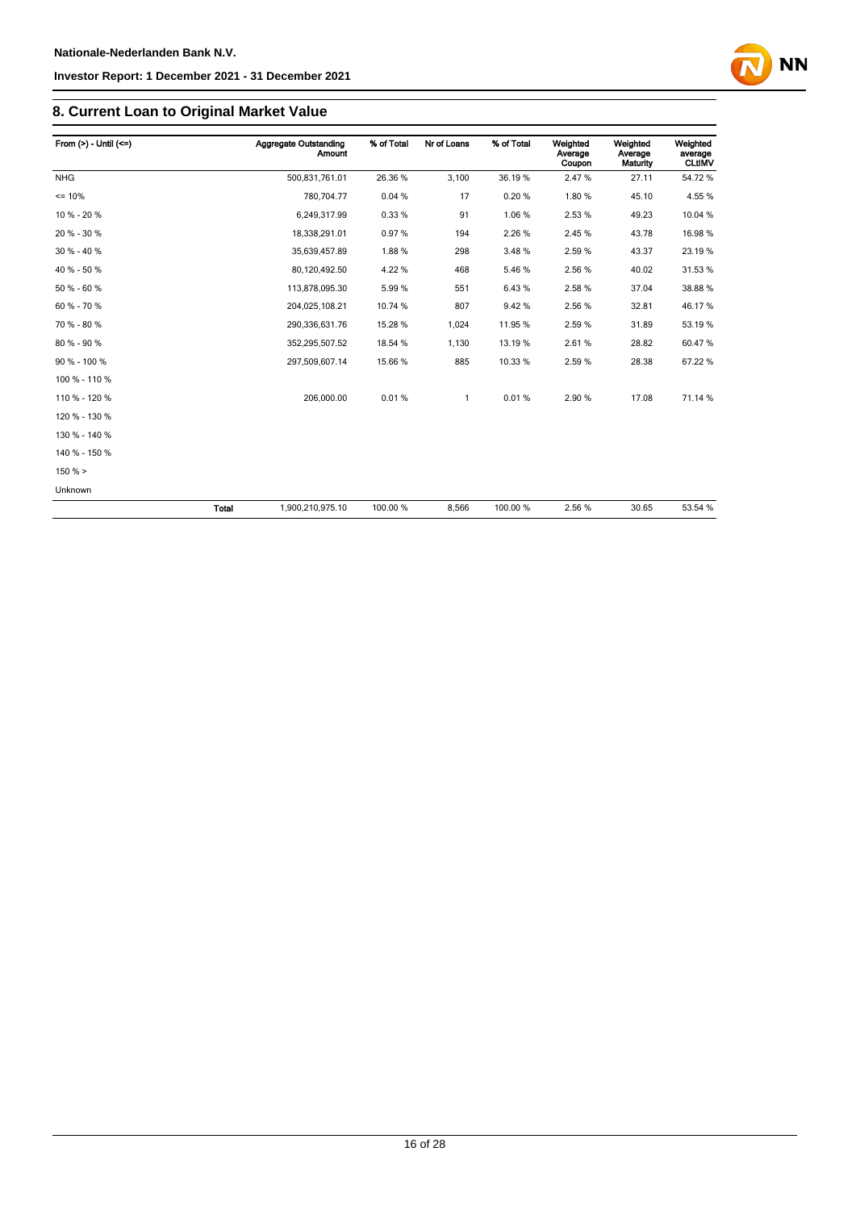## 8. Current Loan to Original Market Value

| From (>) - Until (<=) | | Aggregate Outstanding Amount | % of Total | Nr of Loans | % of Total | Weighted Average Coupon | Weighted Average Maturity | Weighted average CLtIMV |
|---|---|---|---|---|---|---|---|---|
| NHG | | 500,831,761.01 | 26.36 % | 3,100 | 36.19 % | 2.47 % | 27.11 | 54.72 % |
| <= 10% | | 780,704.77 | 0.04 % | 17 | 0.20 % | 1.80 % | 45.10 | 4.55 % |
| 10 % - 20 % | | 6,249,317.99 | 0.33 % | 91 | 1.06 % | 2.53 % | 49.23 | 10.04 % |
| 20 % - 30 % | | 18,338,291.01 | 0.97 % | 194 | 2.26 % | 2.45 % | 43.78 | 16.98 % |
| 30 % - 40 % | | 35,639,457.89 | 1.88 % | 298 | 3.48 % | 2.59 % | 43.37 | 23.19 % |
| 40 % - 50 % | | 80,120,492.50 | 4.22 % | 468 | 5.46 % | 2.56 % | 40.02 | 31.53 % |
| 50 % - 60 % | | 113,878,095.30 | 5.99 % | 551 | 6.43 % | 2.58 % | 37.04 | 38.88 % |
| 60 % - 70 % | | 204,025,108.21 | 10.74 % | 807 | 9.42 % | 2.56 % | 32.81 | 46.17 % |
| 70 % - 80 % | | 290,336,631.76 | 15.28 % | 1,024 | 11.95 % | 2.59 % | 31.89 | 53.19 % |
| 80 % - 90 % | | 352,295,507.52 | 18.54 % | 1,130 | 13.19 % | 2.61 % | 28.82 | 60.47 % |
| 90 % - 100 % | | 297,509,607.14 | 15.66 % | 885 | 10.33 % | 2.59 % | 28.38 | 67.22 % |
| 100 % - 110 % | | | | | | | | |
| 110 % - 120 % | | 206,000.00 | 0.01 % | 1 | 0.01 % | 2.90 % | 17.08 | 71.14 % |
| 120 % - 130 % | | | | | | | | |
| 130 % - 140 % | | | | | | | | |
| 140 % - 150 % | | | | | | | | |
| 150 % > | | | | | | | | |
| Unknown | | | | | | | | |
| | **Total** | 1,900,210,975.10 | 100.00 % | 8,566 | 100.00 % | 2.56 % | 30.65 | 53.54 % |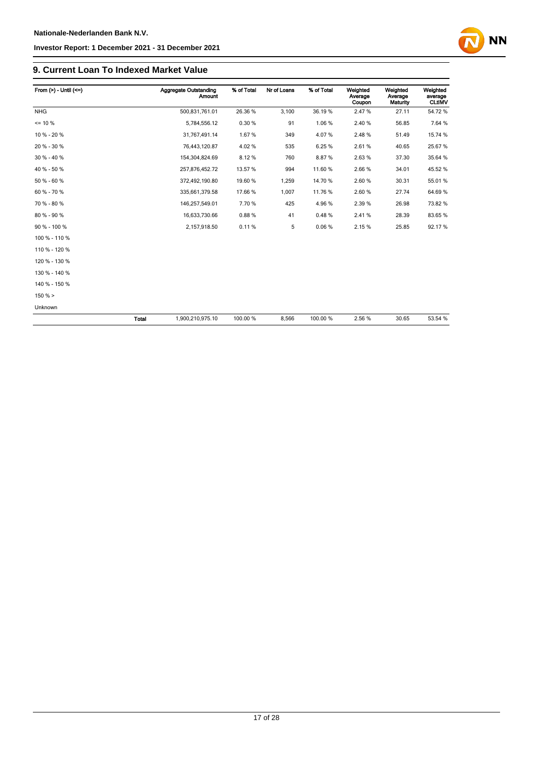## 9. Current Loan To Indexed Market Value

| From (>) - Until (<=) | | Aggregate Outstanding Amount | % of Total | Nr of Loans | % of Total | Weighted Average Coupon | Weighted Average Maturity | Weighted average CLtIMV |
|---|---|---|---|---|---|---|---|---|
| NHG | | 500,831,761.01 | 26.36 % | 3,100 | 36.19 % | 2.47 % | 27.11 | 54.72 % |
| <= 10 % | | 5,784,556.12 | 0.30 % | 91 | 1.06 % | 2.40 % | 56.85 | 7.64 % |
| 10 % - 20 % | | 31,767,491.14 | 1.67 % | 349 | 4.07 % | 2.48 % | 51.49 | 15.74 % |
| 20 % - 30 % | | 76,443,120.87 | 4.02 % | 535 | 6.25 % | 2.61 % | 40.65 | 25.67 % |
| 30 % - 40 % | | 154,304,824.69 | 8.12 % | 760 | 8.87 % | 2.63 % | 37.30 | 35.64 % |
| 40 % - 50 % | | 257,876,452.72 | 13.57 % | 994 | 11.60 % | 2.66 % | 34.01 | 45.52 % |
| 50 % - 60 % | | 372,492,190.80 | 19.60 % | 1,259 | 14.70 % | 2.60 % | 30.31 | 55.01 % |
| 60 % - 70 % | | 335,661,379.58 | 17.66 % | 1,007 | 11.76 % | 2.60 % | 27.74 | 64.69 % |
| 70 % - 80 % | | 146,257,549.01 | 7.70 % | 425 | 4.96 % | 2.39 % | 26.98 | 73.82 % |
| 80 % - 90 % | | 16,633,730.66 | 0.88 % | 41 | 0.48 % | 2.41 % | 28.39 | 83.65 % |
| 90 % - 100 % | | 2,157,918.50 | 0.11 % | 5 | 0.06 % | 2.15 % | 25.85 | 92.17 % |
| 100 % - 110 % | | | | | | | | |
| 110 % - 120 % | | | | | | | | |
| 120 % - 130 % | | | | | | | | |
| 130 % - 140 % | | | | | | | | |
| 140 % - 150 % | | | | | | | | |
| 150 % > | | | | | | | | |
| Unknown | | | | | | | | |
| | **Total** | 1,900,210,975.10 | 100.00 % | 8,566 | 100.00 % | 2.56 % | 30.65 | 53.54 % |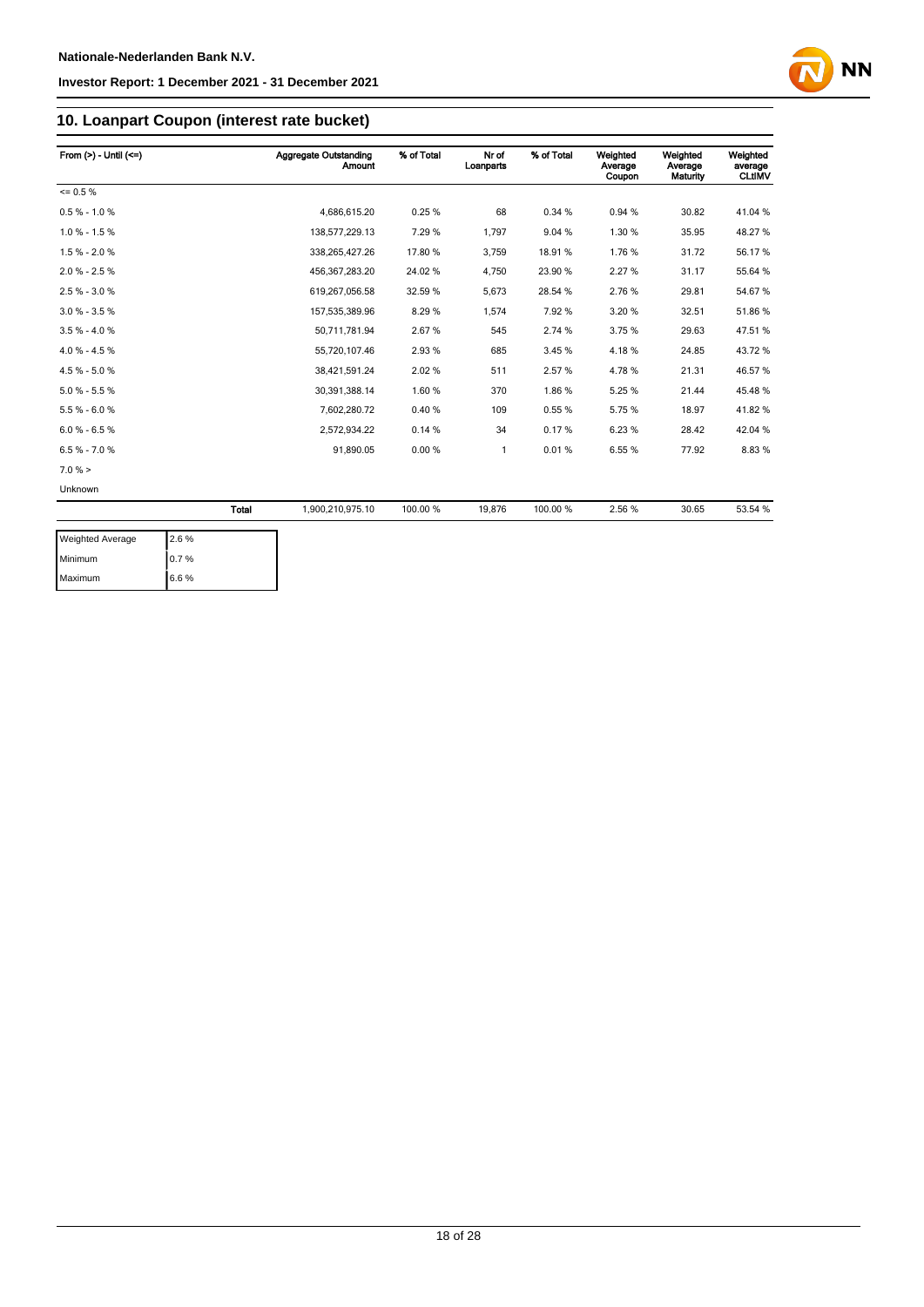## 10. Loanpart Coupon (interest rate bucket)

| From (>) - Until (<=) | | Aggregate Outstanding Amount | % of Total | Nr of Loanparts | % of Total | Weighted Average Coupon | Weighted Average Maturity | Weighted average CLtIMV |
|---|---|---|---|---|---|---|---|---|
| <= 0.5 % | | | | | | | | |
| 0.5 % - 1.0 % | | 4,686,615.20 | 0.25 % | 68 | 0.34 % | 0.94 % | 30.82 | 41.04 % |
| 1.0 % - 1.5 % | | 138,577,229.13 | 7.29 % | 1,797 | 9.04 % | 1.30 % | 35.95 | 48.27 % |
| 1.5 % - 2.0 % | | 338,265,427.26 | 17.80 % | 3,759 | 18.91 % | 1.76 % | 31.72 | 56.17 % |
| 2.0 % - 2.5 % | | 456,367,283.20 | 24.02 % | 4,750 | 23.90 % | 2.27 % | 31.17 | 55.64 % |
| 2.5 % - 3.0 % | | 619,267,056.58 | 32.59 % | 5,673 | 28.54 % | 2.76 % | 29.81 | 54.67 % |
| 3.0 % - 3.5 % | | 157,535,389.96 | 8.29 % | 1,574 | 7.92 % | 3.20 % | 32.51 | 51.86 % |
| 3.5 % - 4.0 % | | 50,711,781.94 | 2.67 % | 545 | 2.74 % | 3.75 % | 29.63 | 47.51 % |
| 4.0 % - 4.5 % | | 55,720,107.46 | 2.93 % | 685 | 3.45 % | 4.18 % | 24.85 | 43.72 % |
| 4.5 % - 5.0 % | | 38,421,591.24 | 2.02 % | 511 | 2.57 % | 4.78 % | 21.31 | 46.57 % |
| 5.0 % - 5.5 % | | 30,391,388.14 | 1.60 % | 370 | 1.86 % | 5.25 % | 21.44 | 45.48 % |
| 5.5 % - 6.0 % | | 7,602,280.72 | 0.40 % | 109 | 0.55 % | 5.75 % | 18.97 | 41.82 % |
| 6.0 % - 6.5 % | | 2,572,934.22 | 0.14 % | 34 | 0.17 % | 6.23 % | 28.42 | 42.04 % |
| 6.5 % - 7.0 % | | 91,890.05 | 0.00 % | 1 | 0.01 % | 6.55 % | 77.92 | 8.83 % |
| 7.0 % > | | | | | | | | |
| Unknown | | | | | | | | |
| | Total | 1,900,210,975.10 | 100.00 % | 19,876 | 100.00 % | 2.56 % | 30.65 | 53.54 % |

| | |
|---|---|
| Weighted Average | 2.6 % |
| Minimum | 0.7 % |
| Maximum | 6.6 % |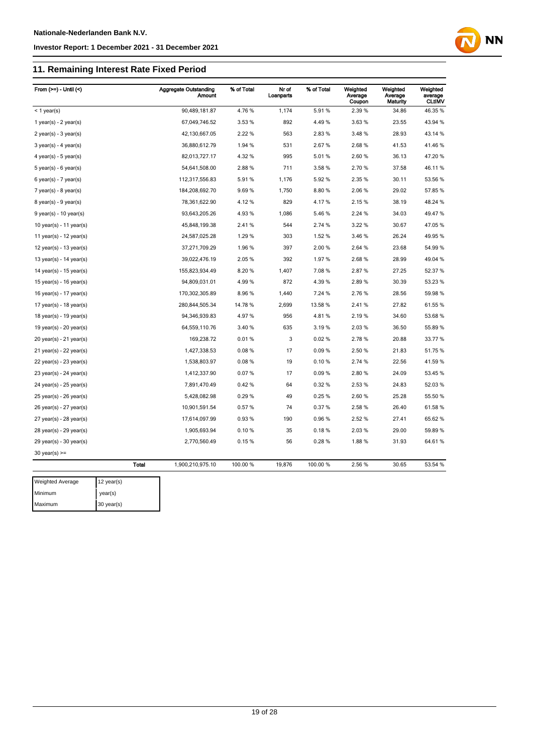## 11. Remaining Interest Rate Fixed Period

| From (>=) - Until (<) | | Aggregate Outstanding Amount | % of Total | Nr of Loanparts | % of Total | Weighted Average Coupon | Weighted Average Maturity | Weighted average CLtIMV |
|---|---|---|---|---|---|---|---|---|
| < 1 year(s) | | 90,489,181.87 | 4.76 % | 1,174 | 5.91 % | 2.39 % | 34.86 | 46.35 % |
| 1 year(s) - 2 year(s) | | 67,049,746.52 | 3.53 % | 892 | 4.49 % | 3.63 % | 23.55 | 43.94 % |
| 2 year(s) - 3 year(s) | | 42,130,667.05 | 2.22 % | 563 | 2.83 % | 3.48 % | 28.93 | 43.14 % |
| 3 year(s) - 4 year(s) | | 36,880,612.79 | 1.94 % | 531 | 2.67 % | 2.68 % | 41.53 | 41.46 % |
| 4 year(s) - 5 year(s) | | 82,013,727.17 | 4.32 % | 995 | 5.01 % | 2.60 % | 36.13 | 47.20 % |
| 5 year(s) - 6 year(s) | | 54,641,508.00 | 2.88 % | 711 | 3.58 % | 2.70 % | 37.58 | 46.11 % |
| 6 year(s) - 7 year(s) | | 112,317,556.83 | 5.91 % | 1,176 | 5.92 % | 2.35 % | 30.11 | 53.56 % |
| 7 year(s) - 8 year(s) | | 184,208,692.70 | 9.69 % | 1,750 | 8.80 % | 2.06 % | 29.02 | 57.85 % |
| 8 year(s) - 9 year(s) | | 78,361,622.90 | 4.12 % | 829 | 4.17 % | 2.15 % | 38.19 | 48.24 % |
| 9 year(s) - 10 year(s) | | 93,643,205.26 | 4.93 % | 1,086 | 5.46 % | 2.24 % | 34.03 | 49.47 % |
| 10 year(s) - 11 year(s) | | 45,848,199.38 | 2.41 % | 544 | 2.74 % | 3.22 % | 30.67 | 47.05 % |
| 11 year(s) - 12 year(s) | | 24,587,025.28 | 1.29 % | 303 | 1.52 % | 3.46 % | 26.24 | 49.95 % |
| 12 year(s) - 13 year(s) | | 37,271,709.29 | 1.96 % | 397 | 2.00 % | 2.64 % | 23.68 | 54.99 % |
| 13 year(s) - 14 year(s) | | 39,022,476.19 | 2.05 % | 392 | 1.97 % | 2.68 % | 28.99 | 49.04 % |
| 14 year(s) - 15 year(s) | | 155,823,934.49 | 8.20 % | 1,407 | 7.08 % | 2.87 % | 27.25 | 52.37 % |
| 15 year(s) - 16 year(s) | | 94,809,031.01 | 4.99 % | 872 | 4.39 % | 2.89 % | 30.39 | 53.23 % |
| 16 year(s) - 17 year(s) | | 170,302,305.89 | 8.96 % | 1,440 | 7.24 % | 2.76 % | 28.56 | 59.98 % |
| 17 year(s) - 18 year(s) | | 280,844,505.34 | 14.78 % | 2,699 | 13.58 % | 2.41 % | 27.82 | 61.55 % |
| 18 year(s) - 19 year(s) | | 94,346,939.83 | 4.97 % | 956 | 4.81 % | 2.19 % | 34.60 | 53.68 % |
| 19 year(s) - 20 year(s) | | 64,559,110.76 | 3.40 % | 635 | 3.19 % | 2.03 % | 36.50 | 55.89 % |
| 20 year(s) - 21 year(s) | | 169,238.72 | 0.01 % | 3 | 0.02 % | 2.78 % | 20.88 | 33.77 % |
| 21 year(s) - 22 year(s) | | 1,427,338.53 | 0.08 % | 17 | 0.09 % | 2.50 % | 21.83 | 51.75 % |
| 22 year(s) - 23 year(s) | | 1,538,803.97 | 0.08 % | 19 | 0.10 % | 2.74 % | 22.56 | 41.59 % |
| 23 year(s) - 24 year(s) | | 1,412,337.90 | 0.07 % | 17 | 0.09 % | 2.80 % | 24.09 | 53.45 % |
| 24 year(s) - 25 year(s) | | 7,891,470.49 | 0.42 % | 64 | 0.32 % | 2.53 % | 24.83 | 52.03 % |
| 25 year(s) - 26 year(s) | | 5,428,082.98 | 0.29 % | 49 | 0.25 % | 2.60 % | 25.28 | 55.50 % |
| 26 year(s) - 27 year(s) | | 10,901,591.54 | 0.57 % | 74 | 0.37 % | 2.58 % | 26.40 | 61.58 % |
| 27 year(s) - 28 year(s) | | 17,614,097.99 | 0.93 % | 190 | 0.96 % | 2.52 % | 27.41 | 65.62 % |
| 28 year(s) - 29 year(s) | | 1,905,693.94 | 0.10 % | 35 | 0.18 % | 2.03 % | 29.00 | 59.89 % |
| 29 year(s) - 30 year(s) | | 2,770,560.49 | 0.15 % | 56 | 0.28 % | 1.88 % | 31.93 | 64.61 % |
| 30 year(s) >= | | | | | | | | |
| | Total | 1,900,210,975.10 | 100.00 % | 19,876 | 100.00 % | 2.56 % | 30.65 | 53.54 % |

| Weighted Average | 12 year(s) |
|---|---|
| Minimum | year(s) |
| Maximum | 30 year(s) |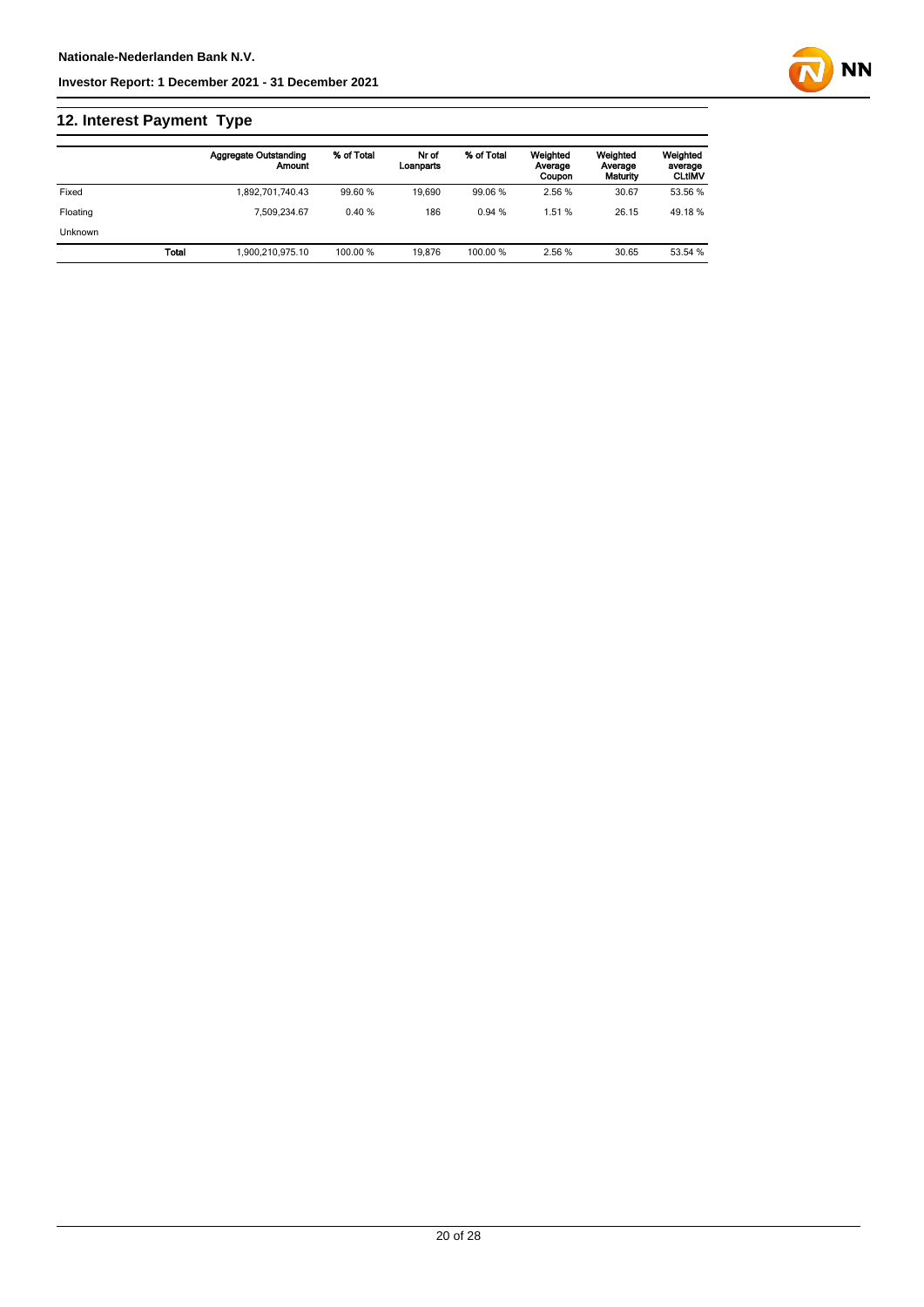## 12. Interest Payment Type

| | Aggregate Outstanding Amount | % of Total | Nr of Loanparts | % of Total | Weighted Average Coupon | Weighted Average Maturity | Weighted average CLtIMV |
|---|---|---|---|---|---|---|---|
| Fixed | 1,892,701,740.43 | 99.60 % | 19,690 | 99.06 % | 2.56 % | 30.67 | 53.56 % |
| Floating | 7,509,234.67 | 0.40 % | 186 | 0.94 % | 1.51 % | 26.15 | 49.18 % |
| Unknown | | | | | | | |
| **Total** | 1,900,210,975.10 | 100.00 % | 19,876 | 100.00 % | 2.56 % | 30.65 | 53.54 % |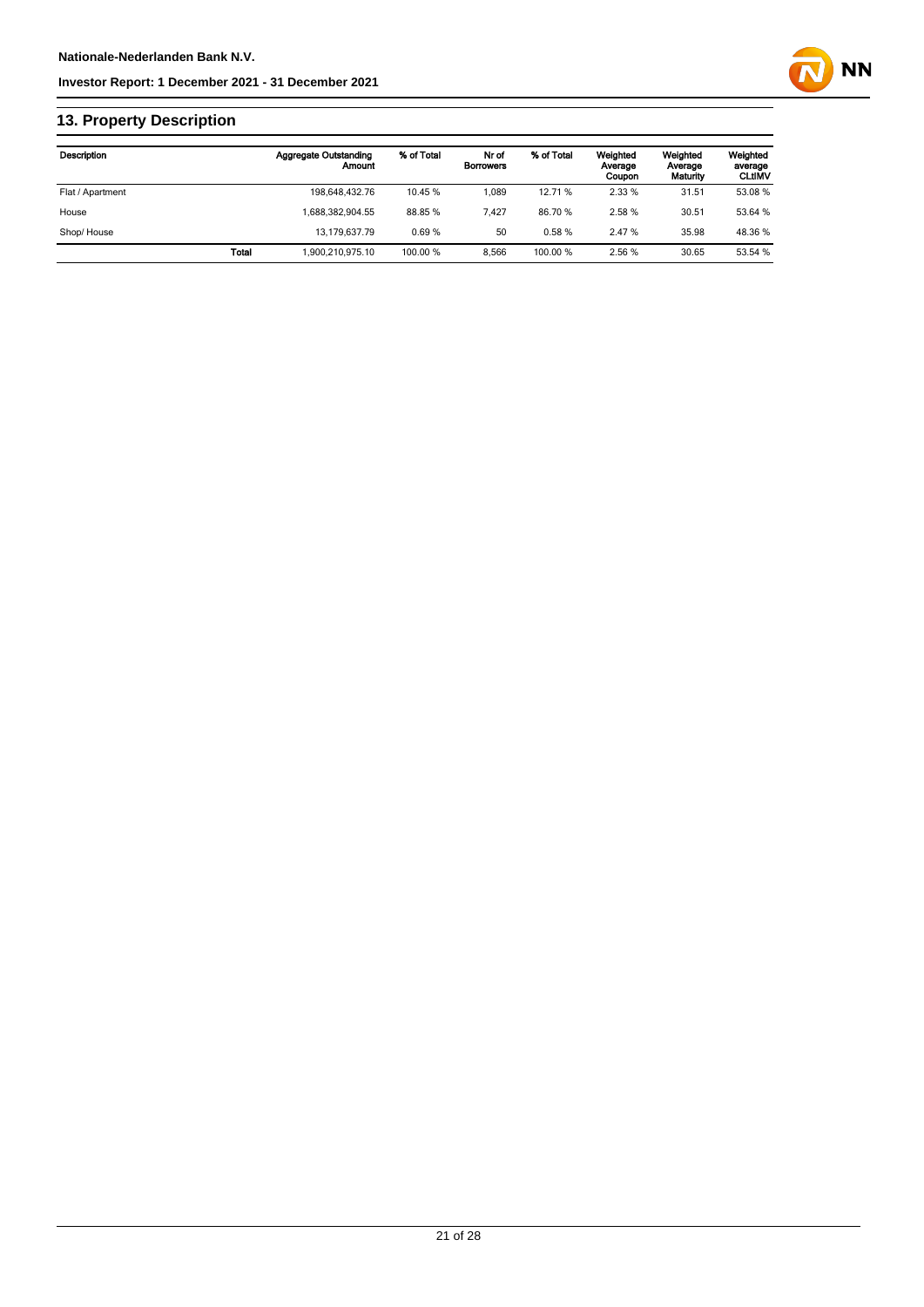## 13. Property Description

| Description | | Aggregate Outstanding Amount | % of Total | Nr of Borrowers | % of Total | Weighted Average Coupon | Weighted Average Maturity | Weighted average CLtIMV |
|---|---|---|---|---|---|---|---|---|
| Flat / Apartment | | 198,648,432.76 | 10.45 % | 1,089 | 12.71 % | 2.33 % | 31.51 | 53.08 % |
| House | | 1,688,382,904.55 | 88.85 % | 7,427 | 86.70 % | 2.58 % | 30.51 | 53.64 % |
| Shop/ House | | 13,179,637.79 | 0.69 % | 50 | 0.58 % | 2.47 % | 35.98 | 48.36 % |
| | **Total** | 1,900,210,975.10 | 100.00 % | 8,566 | 100.00 % | 2.56 % | 30.65 | 53.54 % |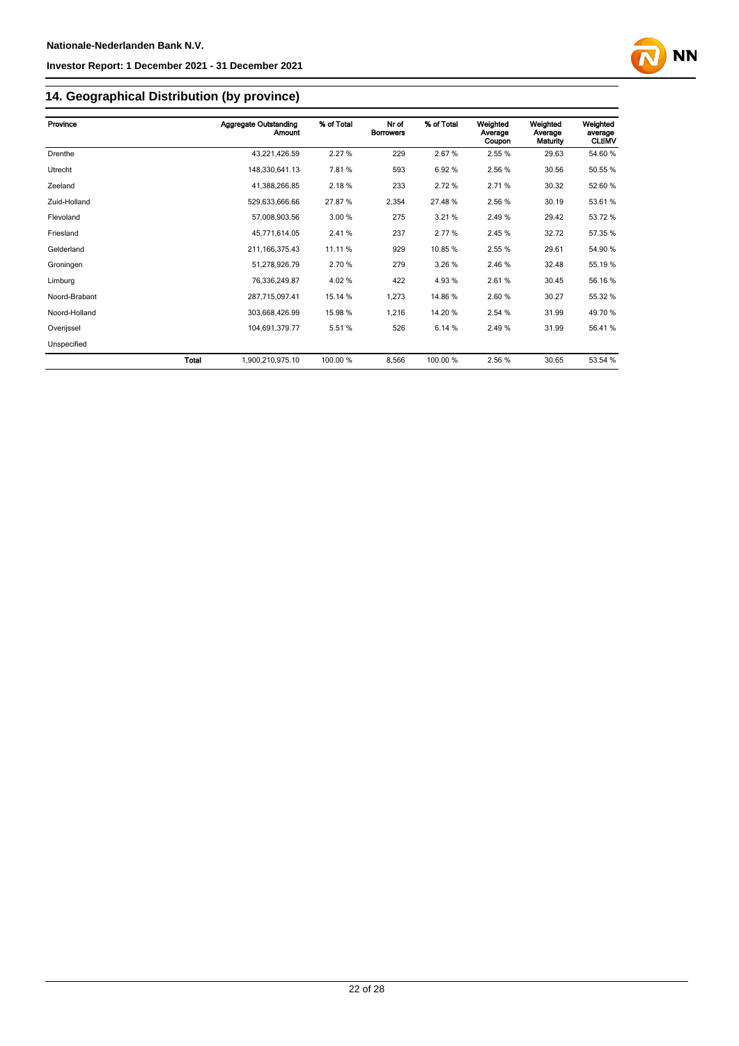## 14. Geographical Distribution (by province)

| Province | | Aggregate Outstanding Amount | % of Total | Nr of Borrowers | % of Total | Weighted Average Coupon | Weighted Average Maturity | Weighted average CLtIMV |
|---|---|---|---|---|---|---|---|---|
| Drenthe | | 43,221,426.59 | 2.27 % | 229 | 2.67 % | 2.55 % | 29.63 | 54.60 % |
| Utrecht | | 148,330,641.13 | 7.81 % | 593 | 6.92 % | 2.56 % | 30.56 | 50.55 % |
| Zeeland | | 41,388,266.85 | 2.18 % | 233 | 2.72 % | 2.71 % | 30.32 | 52.60 % |
| Zuid-Holland | | 529,633,666.66 | 27.87 % | 2,354 | 27.48 % | 2.56 % | 30.19 | 53.61 % |
| Flevoland | | 57,008,903.56 | 3.00 % | 275 | 3.21 % | 2.49 % | 29.42 | 53.72 % |
| Friesland | | 45,771,614.05 | 2.41 % | 237 | 2.77 % | 2.45 % | 32.72 | 57.35 % |
| Gelderland | | 211,166,375.43 | 11.11 % | 929 | 10.85 % | 2.55 % | 29.61 | 54.90 % |
| Groningen | | 51,278,926.79 | 2.70 % | 279 | 3.26 % | 2.46 % | 32.48 | 55.19 % |
| Limburg | | 76,336,249.87 | 4.02 % | 422 | 4.93 % | 2.61 % | 30.45 | 56.16 % |
| Noord-Brabant | | 287,715,097.41 | 15.14 % | 1,273 | 14.86 % | 2.60 % | 30.27 | 55.32 % |
| Noord-Holland | | 303,668,426.99 | 15.98 % | 1,216 | 14.20 % | 2.54 % | 31.99 | 49.70 % |
| Overijssel | | 104,691,379.77 | 5.51 % | 526 | 6.14 % | 2.49 % | 31.99 | 56.41 % |
| Unspecified | | | | | | | | |
| | **Total** | 1,900,210,975.10 | 100.00 % | 8,566 | 100.00 % | 2.56 % | 30.65 | 53.54 % |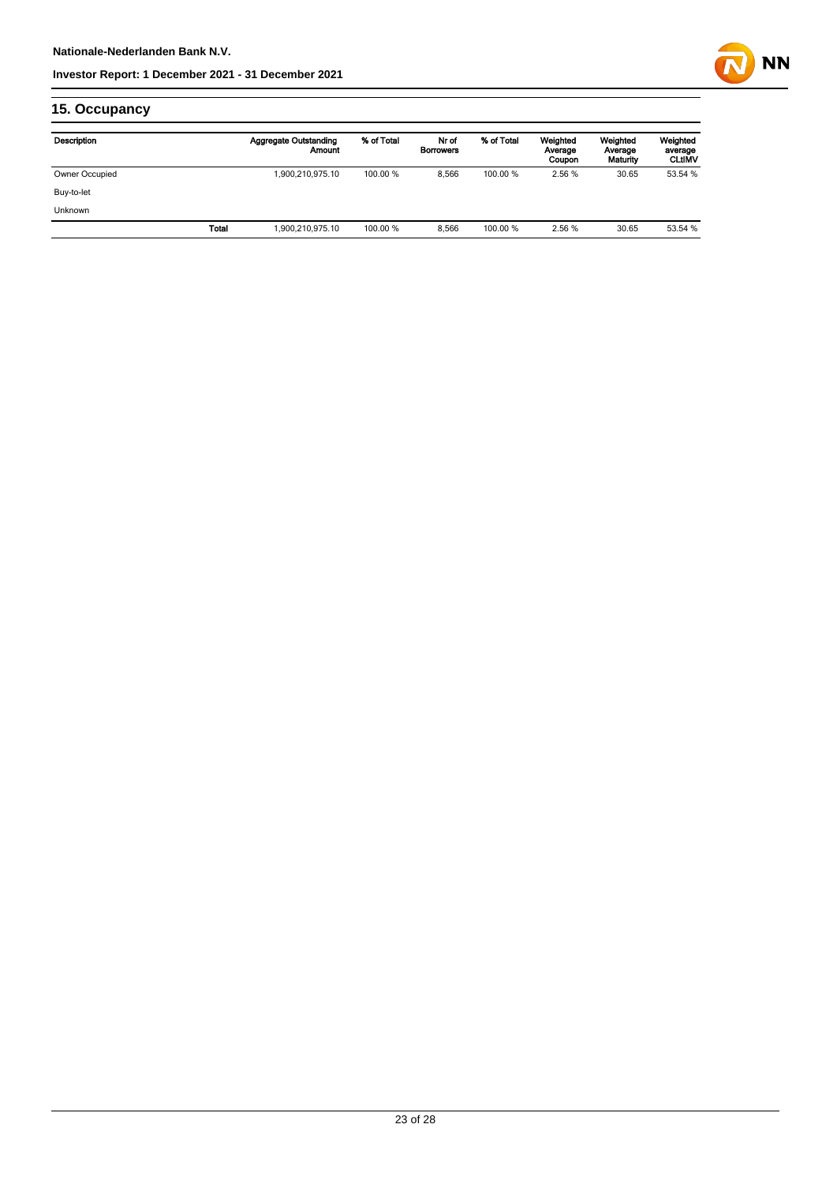## 15. Occupancy

| Description | | Aggregate Outstanding Amount | % of Total | Nr of Borrowers | % of Total | Weighted Average Coupon | Weighted Average Maturity | Weighted average CLtIMV |
|---|---|---|---|---|---|---|---|---|
| Owner Occupied | | 1,900,210,975.10 | 100.00 % | 8,566 | 100.00 % | 2.56 % | 30.65 | 53.54 % |
| Buy-to-let | | | | | | | | |
| Unknown | | | | | | | | |
| | Total | 1,900,210,975.10 | 100.00 % | 8,566 | 100.00 % | 2.56 % | 30.65 | 53.54 % |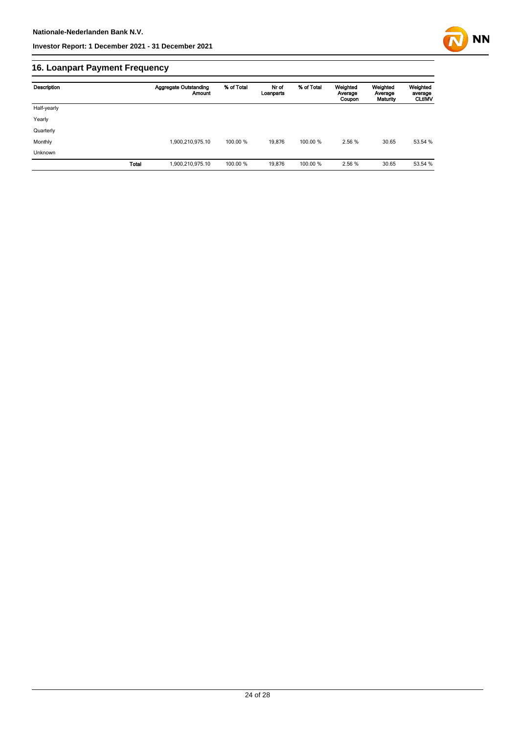## 16. Loanpart Payment Frequency

| Description | | Aggregate Outstanding Amount | % of Total | Nr of Loanparts | % of Total | Weighted Average Coupon | Weighted Average Maturity | Weighted average CLtIMV |
|---|---|---|---|---|---|---|---|---|
| Half-yearly | | | | | | | | |
| Yearly | | | | | | | | |
| Quarterly | | | | | | | | |
| Monthly | | 1,900,210,975.10 | 100.00 % | 19,876 | 100.00 % | 2.56 % | 30.65 | 53.54 % |
| Unknown | | | | | | | | |
| | **Total** | 1,900,210,975.10 | 100.00 % | 19,876 | 100.00 % | 2.56 % | 30.65 | 53.54 % |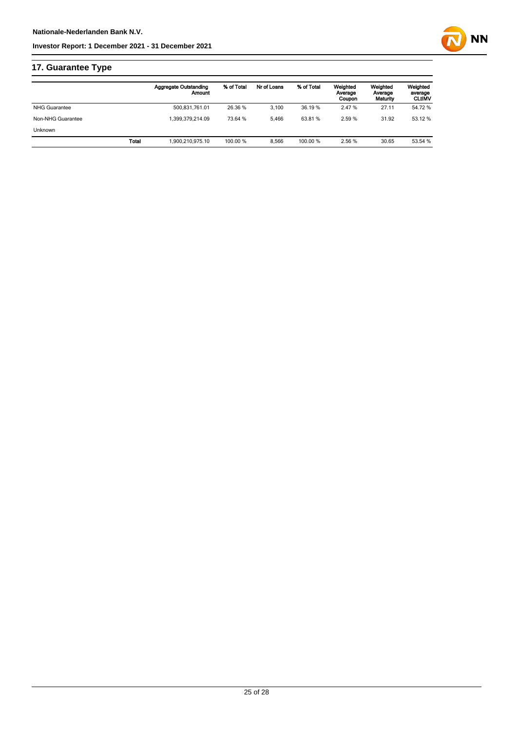## 17. Guarantee Type

| | Aggregate Outstanding Amount | % of Total | Nr of Loans | % of Total | Weighted Average Coupon | Weighted Average Maturity | Weighted average CLtIMV |
|---|---|---|---|---|---|---|---|
| NHG Guarantee | 500,831,761.01 | 26.36 % | 3,100 | 36.19 % | 2.47 % | 27.11 | 54.72 % |
| Non-NHG Guarantee | 1,399,379,214.09 | 73.64 % | 5,466 | 63.81 % | 2.59 % | 31.92 | 53.12 % |
| Unknown | | | | | | | |
| **Total** | 1,900,210,975.10 | 100.00 % | 8,566 | 100.00 % | 2.56 % | 30.65 | 53.54 % |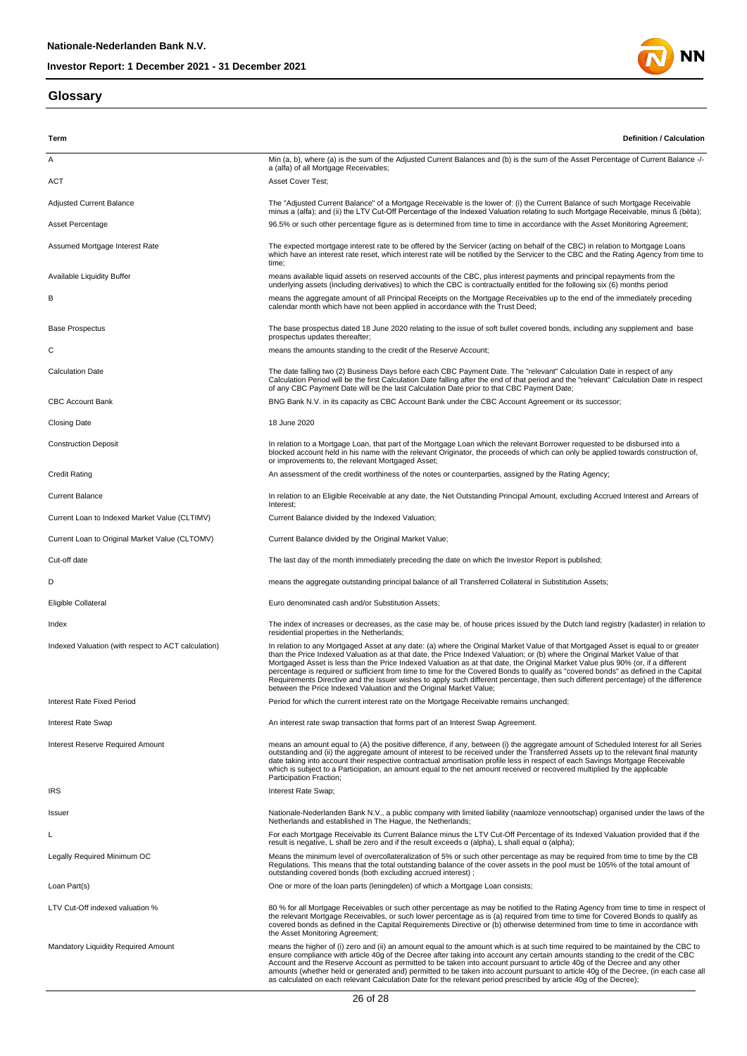## Glossary

| Term | Definition / Calculation |
|---|---|
| A | Min (a, b), where (a) is the sum of the Adjusted Current Balances and (b) is the sum of the Asset Percentage of Current Balance -/- a (alfa) of all Mortgage Receivables; |
| ACT | Asset Cover Test; |
| Adjusted Current Balance | The "Adjusted Current Balance" of a Mortgage Receivable is the lower of: (i) the Current Balance of such Mortgage Receivable minus a (alfa); and (ii) the LTV Cut-Off Percentage of the Indexed Valuation relating to such Mortgage Receivable, minus ß (bèta); |
| Asset Percentage | 96.5% or such other percentage figure as is determined from time to time in accordance with the Asset Monitoring Agreement; |
| Assumed Mortgage Interest Rate | The expected mortgage interest rate to be offered by the Servicer (acting on behalf of the CBC) in relation to Mortgage Loans which have an interest rate reset, which interest rate will be notified by the Servicer to the CBC and the Rating Agency from time to time; |
| Available Liquidity Buffer | means available liquid assets on reserved accounts of the CBC, plus interest payments and principal repayments from the underlying assets (including derivatives) to which the CBC is contractually entitled for the following six (6) months period |
| B | means the aggregate amount of all Principal Receipts on the Mortgage Receivables up to the end of the immediately preceding calendar month which have not been applied in accordance with the Trust Deed; |
| Base Prospectus | The base prospectus dated 18 June 2020 relating to the issue of soft bullet covered bonds, including any supplement and base prospectus updates thereafter; |
| C | means the amounts standing to the credit of the Reserve Account; |
| Calculation Date | The date falling two (2) Business Days before each CBC Payment Date. The "relevant" Calculation Date in respect of any Calculation Period will be the first Calculation Date falling after the end of that period and the "relevant" Calculation Date in respect of any CBC Payment Date will be the last Calculation Date prior to that CBC Payment Date; |
| CBC Account Bank | BNG Bank N.V. in its capacity as CBC Account Bank under the CBC Account Agreement or its successor; |
| Closing Date | 18 June 2020 |
| Construction Deposit | In relation to a Mortgage Loan, that part of the Mortgage Loan which the relevant Borrower requested to be disbursed into a blocked account held in his name with the relevant Originator, the proceeds of which can only be applied towards construction of, or improvements to, the relevant Mortgaged Asset; |
| Credit Rating | An assessment of the credit worthiness of the notes or counterparties, assigned by the Rating Agency; |
| Current Balance | In relation to an Eligible Receivable at any date, the Net Outstanding Principal Amount, excluding Accrued Interest and Arrears of Interest; |
| Current Loan to Indexed Market Value (CLTIMV) | Current Balance divided by the Indexed Valuation; |
| Current Loan to Original Market Value (CLTOMV) | Current Balance divided by the Original Market Value; |
| Cut-off date | The last day of the month immediately preceding the date on which the Investor Report is published; |
| D | means the aggregate outstanding principal balance of all Transferred Collateral in Substitution Assets; |
| Eligible Collateral | Euro denominated cash and/or Substitution Assets; |
| Index | The index of increases or decreases, as the case may be, of house prices issued by the Dutch land registry (kadaster) in relation to residential properties in the Netherlands; |
| Indexed Valuation (with respect to ACT calculation) | In relation to any Mortgaged Asset at any date: (a) where the Original Market Value of that Mortgaged Asset is equal to or greater than the Price Indexed Valuation as at that date, the Price Indexed Valuation; or (b) where the Original Market Value of that Mortgaged Asset is less than the Price Indexed Valuation as at that date, the Original Market Value plus 90% (or, if a different percentage is required or sufficient from time to time for the Covered Bonds to qualify as "covered bonds" as defined in the Capital Requirements Directive and the Issuer wishes to apply such different percentage, then such different percentage) of the difference between the Price Indexed Valuation and the Original Market Value; |
| Interest Rate Fixed Period | Period for which the current interest rate on the Mortgage Receivable remains unchanged; |
| Interest Rate Swap | An interest rate swap transaction that forms part of an Interest Swap Agreement. |
| Interest Reserve Required Amount | means an amount equal to (A) the positive difference, if any, between (i) the aggregate amount of Scheduled Interest for all Series outstanding and (ii) the aggregate amount of interest to be received under the Transferred Assets up to the relevant final maturity date taking into account their respective contractual amortisation profile less in respect of each Savings Mortgage Receivable which is subject to a Participation, an amount equal to the net amount received or recovered multiplied by the applicable Participation Fraction; |
| IRS | Interest Rate Swap; |
| Issuer | Nationale-Nederlanden Bank N.V., a public company with limited liability (naamloze vennootschap) organised under the laws of the Netherlands and established in The Hague, the Netherlands; |
| L | For each Mortgage Receivable its Current Balance minus the LTV Cut-Off Percentage of its Indexed Valuation provided that if the result is negative, L shall be zero and if the result exceeds α (alpha), L shall equal α (alpha); |
| Legally Required Minimum OC | Means the minimum level of overcollateralization of 5% or such other percentage as may be required from time to time by the CB Regulations. This means that the total outstanding balance of the cover assets in the pool must be 105% of the total amount of outstanding covered bonds (both excluding accrued interest) ; |
| Loan Part(s) | One or more of the loan parts (leningdelen) of which a Mortgage Loan consists; |
| LTV Cut-Off indexed valuation % | 80 % for all Mortgage Receivables or such other percentage as may be notified to the Rating Agency from time to time in respect of the relevant Mortgage Receivables, or such lower percentage as is (a) required from time to time for Covered Bonds to qualify as covered bonds as defined in the Capital Requirements Directive or (b) otherwise determined from time to time in accordance with the Asset Monitoring Agreement; |
| Mandatory Liquidity Required Amount | means the higher of (i) zero and (ii) an amount equal to the amount which is at such time required to be maintained by the CBC to ensure compliance with article 40g of the Decree after taking into account any certain amounts standing to the credit of the CBC Account and the Reserve Account as permitted to be taken into account pursuant to article 40g of the Decree and any other amounts (whether held or generated and) permitted to be taken into account pursuant to article 40g of the Decree, (in each case all as calculated on each relevant Calculation Date for the relevant period prescribed by article 40g of the Decree); |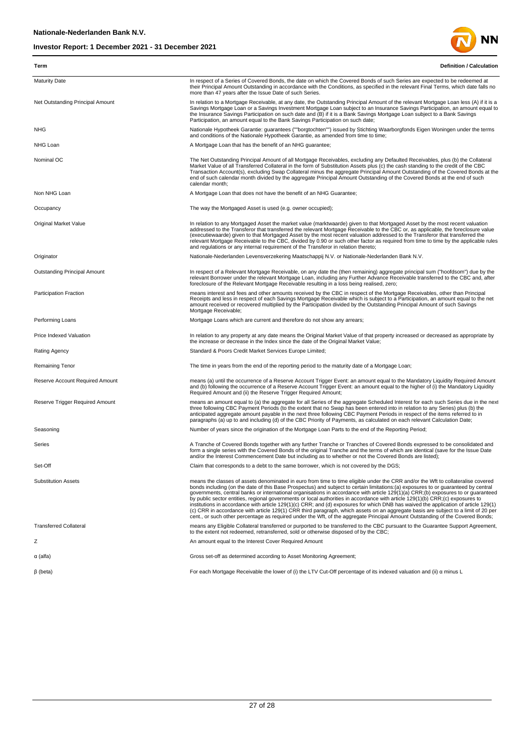| Term | Definition / Calculation |
| --- | --- |
| Maturity Date | In respect of a Series of Covered Bonds, the date on which the Covered Bonds of such Series are expected to be redeemed at their Principal Amount Outstanding in accordance with the Conditions, as specified in the relevant Final Terms, which date falls no more than 47 years after the Issue Date of such Series. |
| Net Outstanding Principal Amount | In relation to a Mortgage Receivable, at any date, the Outstanding Principal Amount of the relevant Mortgage Loan less (A) if it is a Savings Mortgage Loan or a Savings Investment Mortgage Loan subject to an Insurance Savings Participation, an amount equal to the Insurance Savings Participation on such date and (B) if it is a Bank Savings Mortgage Loan subject to a Bank Savings Participation, an amount equal to the Bank Savings Participation on such date; |
| NHG | Nationale Hypotheek Garantie: guarantees (""borgtochten"") issued by Stichting Waarborgfonds Eigen Woningen under the terms and conditions of the Nationale Hypotheek Garantie, as amended from time to time; |
| NHG Loan | A Mortgage Loan that has the benefit of an NHG guarantee; |
| Nominal OC | The Net Outstanding Principal Amount of all Mortgage Receivables, excluding any Defaulted Receivables, plus (b) the Collateral Market Value of all Transferred Collateral in the form of Substitution Assets plus (c) the cash standing to the credit of the CBC Transaction Account(s), excluding Swap Collateral minus the aggregate Principal Amount Outstanding of the Covered Bonds at the end of such calendar month divided by the aggregate Principal Amount Outstanding of the Covered Bonds at the end of such calendar month; |
| Non NHG Loan | A Mortgage Loan that does not have the benefit of an NHG Guarantee; |
| Occupancy | The way the Mortgaged Asset is used (e.g. owner occupied); |
| Original Market Value | In relation to any Mortgaged Asset the market value (marktwaarde) given to that Mortgaged Asset by the most recent valuation addressed to the Transferor that transferred the relevant Mortgage Receivable to the CBC or, as applicable, the foreclosure value (executiewaarde) given to that Mortgaged Asset by the most recent valuation addressed to the Transferor that transferred the relevant Mortgage Receivable to the CBC, divided by 0.90 or such other factor as required from time to time by the applicable rules and regulations or any internal requirement of the Transferor in relation thereto; |
| Originator | Nationale-Nederlanden Levensverzekering Maatschappij N.V. or Nationale-Nederlanden Bank N.V. |
| Outstanding Principal Amount | In respect of a Relevant Mortgage Receivable, on any date the (then remaining) aggregate principal sum ("hoofdsom") due by the relevant Borrower under the relevant Mortgage Loan, including any Further Advance Receivable transferred to the CBC and, after foreclosure of the Relevant Mortgage Receivable resulting in a loss being realised, zero; |
| Participation Fraction | means interest and fees and other amounts received by the CBC in respect of the Mortgage Receivables, other than Principal Receipts and less in respect of each Savings Mortgage Receivable which is subject to a Participation, an amount equal to the net amount received or recovered multiplied by the Participation divided by the Outstanding Principal Amount of such Savings Mortgage Receivable; |
| Performing Loans | Mortgage Loans which are current and therefore do not show any arrears; |
| Price Indexed Valuation | In relation to any property at any date means the Original Market Value of that property increased or decreased as appropriate by the increase or decrease in the Index since the date of the Original Market Value; |
| Rating Agency | Standard & Poors Credit Market Services Europe Limited; |
| Remaining Tenor | The time in years from the end of the reporting period to the maturity date of a Mortgage Loan; |
| Reserve Account Required Amount | means (a) until the occurrence of a Reserve Account Trigger Event: an amount equal to the Mandatory Liquidity Required Amount and (b) following the occurrence of a Reserve Account Trigger Event: an amount equal to the higher of (i) the Mandatory Liquidity Required Amount and (ii) the Reserve Trigger Required Amount; |
| Reserve Trigger Required Amount | means an amount equal to (a) the aggregate for all Series of the aggregate Scheduled Interest for each such Series due in the next three following CBC Payment Periods (to the extent that no Swap has been entered into in relation to any Series) plus (b) the anticipated aggregate amount payable in the next three following CBC Payment Periods in respect of the items referred to in paragraphs (a) up to and including (d) of the CBC Priority of Payments, as calculated on each relevant Calculation Date; |
| Seasoning | Number of years since the origination of the Mortgage Loan Parts to the end of the Reporting Period; |
| Series | A Tranche of Covered Bonds together with any further Tranche or Tranches of Covered Bonds expressed to be consolidated and form a single series with the Covered Bonds of the original Tranche and the terms of which are identical (save for the Issue Date and/or the Interest Commencement Date but including as to whether or not the Covered Bonds are listed); |
| Set-Off | Claim that corresponds to a debt to the same borrower, which is not covered by the DGS; |
| Substitution Assets | means the classes of assets denominated in euro from time to time eligible under the CRR and/or the Wft to collateralise covered bonds including (on the date of this Base Prospectus) and subject to certain limitations:(a) exposures to or guaranteed by central governments, central banks or international organisations in accordance with article 129(1)(a) CRR;(b) exposures to or guaranteed by public sector entities, regional governments or local authorities in accordance with article 129(1)(b) CRR;(c) exposures to institutions in accordance with article 129(1)(c) CRR; and (d) exposures for which DNB has waived the application of article 129(1)(c) CRR in accordance with article 129(1) CRR third paragraph, which assets on an aggregate basis are subject to a limit of 20 per cent., or such other percentage as required under the Wft, of the aggregate Principal Amount Outstanding of the Covered Bonds; |
| Transferred Collateral | means any Eligible Collateral transferred or purported to be transferred to the CBC pursuant to the Guarantee Support Agreement, to the extent not redeemed, retransferred, sold or otherwise disposed of by the CBC; |
| Z | An amount equal to the Interest Cover Required Amount |
| α (alfa) | Gross set-off as determined according to Asset Monitoring Agreement; |
| β (beta) | For each Mortgage Receivable the lower of (i) the LTV Cut-Off percentage of its indexed valuation and (ii) α minus L |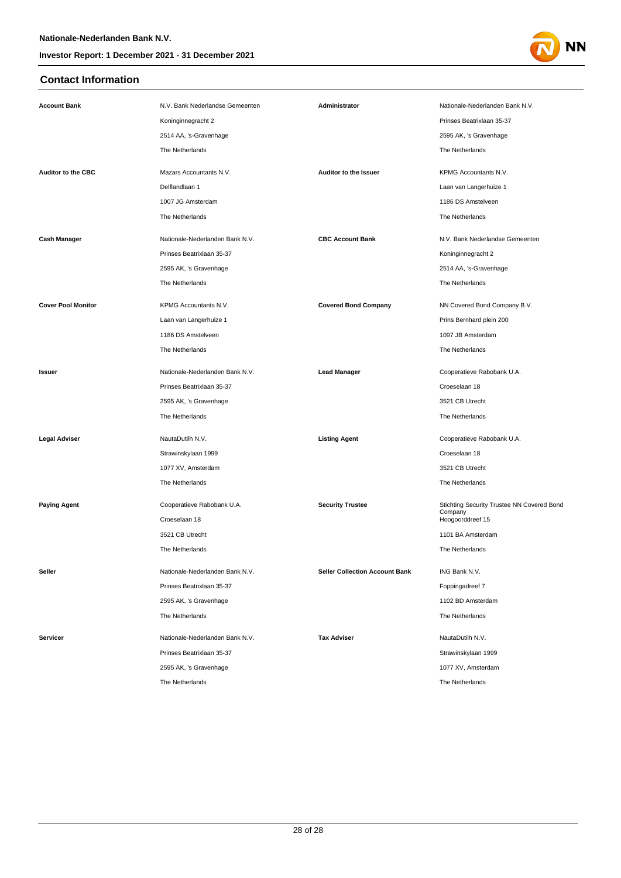## Contact Information

| | | | |
|---|---|---|---|
| **Account Bank** | N.V. Bank Nederlandse Gemeenten<br>Koninginnegracht 2<br>2514 AA, 's-Gravenhage<br>The Netherlands | **Administrator** | Nationale-Nederlanden Bank N.V.<br>Prinses Beatrixlaan 35-37<br>2595 AK, 's Gravenhage<br>The Netherlands |
| **Auditor to the CBC** | Mazars Accountants N.V.<br>Delflandlaan 1<br>1007 JG Amsterdam<br>The Netherlands | **Auditor to the Issuer** | KPMG Accountants N.V.<br>Laan van Langerhuize 1<br>1186 DS Amstelveen<br>The Netherlands |
| **Cash Manager** | Nationale-Nederlanden Bank N.V.<br>Prinses Beatrixlaan 35-37<br>2595 AK, 's Gravenhage<br>The Netherlands | **CBC Account Bank** | N.V. Bank Nederlandse Gemeenten<br>Koninginnegracht 2<br>2514 AA, 's-Gravenhage<br>The Netherlands |
| **Cover Pool Monitor** | KPMG Accountants N.V.<br>Laan van Langerhuize 1<br>1186 DS Amstelveen<br>The Netherlands | **Covered Bond Company** | NN Covered Bond Company B.V.<br>Prins Bernhard plein 200<br>1097 JB Amsterdam<br>The Netherlands |
| **Issuer** | Nationale-Nederlanden Bank N.V.<br>Prinses Beatrixlaan 35-37<br>2595 AK, 's Gravenhage<br>The Netherlands | **Lead Manager** | Cooperatieve Rabobank U.A.<br>Croeselaan 18<br>3521 CB Utrecht<br>The Netherlands |
| **Legal Adviser** | NautaDutilh N.V.<br>Strawinskylaan 1999<br>1077 XV, Amsterdam<br>The Netherlands | **Listing Agent** | Cooperatieve Rabobank U.A.<br>Croeselaan 18<br>3521 CB Utrecht<br>The Netherlands |
| **Paying Agent** | Cooperatieve Rabobank U.A.<br>Croeselaan 18<br>3521 CB Utrecht<br>The Netherlands | **Security Trustee** | Stichting Security Trustee NN Covered Bond Company<br>Hoogoorddreef 15<br>1101 BA Amsterdam<br>The Netherlands |
| **Seller** | Nationale-Nederlanden Bank N.V.<br>Prinses Beatrixlaan 35-37<br>2595 AK, 's Gravenhage<br>The Netherlands | **Seller Collection Account Bank** | ING Bank N.V.<br>Foppingadreef 7<br>1102 BD Amsterdam<br>The Netherlands |
| **Servicer** | Nationale-Nederlanden Bank N.V.<br>Prinses Beatrixlaan 35-37<br>2595 AK, 's Gravenhage<br>The Netherlands | **Tax Adviser** | NautaDutilh N.V.<br>Strawinskylaan 1999<br>1077 XV, Amsterdam<br>The Netherlands |